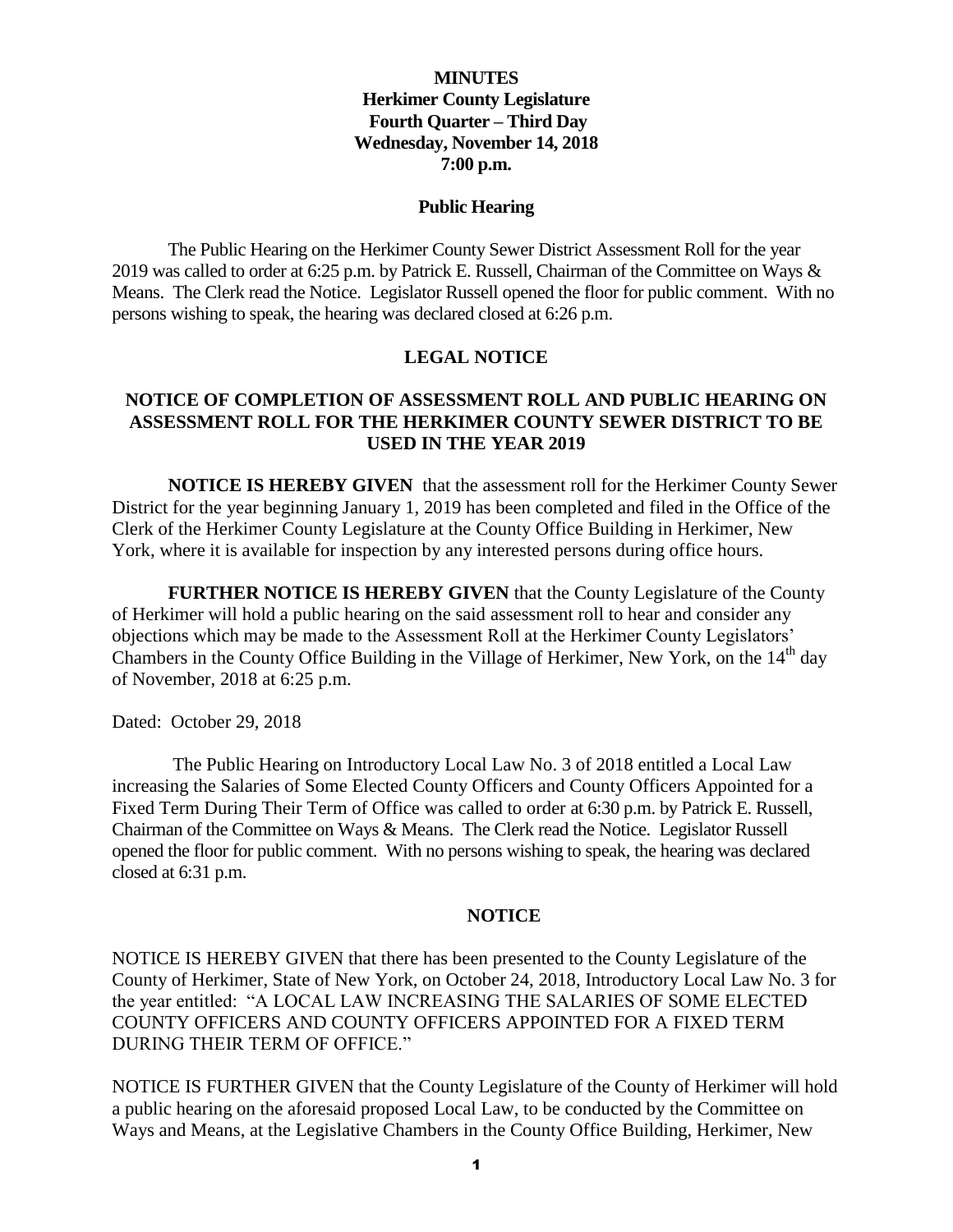**MINUTES**
**Herkimer County Legislature**
**Fourth Quarter – Third Day**
**Wednesday, November 14, 2018**
**7:00 p.m.**

**Public Hearing**

The Public Hearing on the Herkimer County Sewer District Assessment Roll for the year 2019 was called to order at 6:25 p.m. by Patrick E. Russell, Chairman of the Committee on Ways & Means. The Clerk read the Notice. Legislator Russell opened the floor for public comment. With no persons wishing to speak, the hearing was declared closed at 6:26 p.m.

**LEGAL NOTICE**

**NOTICE OF COMPLETION OF ASSESSMENT ROLL AND PUBLIC HEARING ON ASSESSMENT ROLL FOR THE HERKIMER COUNTY SEWER DISTRICT TO BE USED IN THE YEAR 2019**

**NOTICE IS HEREBY GIVEN** that the assessment roll for the Herkimer County Sewer District for the year beginning January 1, 2019 has been completed and filed in the Office of the Clerk of the Herkimer County Legislature at the County Office Building in Herkimer, New York, where it is available for inspection by any interested persons during office hours.

**FURTHER NOTICE IS HEREBY GIVEN** that the County Legislature of the County of Herkimer will hold a public hearing on the said assessment roll to hear and consider any objections which may be made to the Assessment Roll at the Herkimer County Legislators' Chambers in the County Office Building in the Village of Herkimer, New York, on the 14th day of November, 2018 at 6:25 p.m.

Dated: October 29, 2018

The Public Hearing on Introductory Local Law No. 3 of 2018 entitled a Local Law increasing the Salaries of Some Elected County Officers and County Officers Appointed for a Fixed Term During Their Term of Office was called to order at 6:30 p.m. by Patrick E. Russell, Chairman of the Committee on Ways & Means. The Clerk read the Notice. Legislator Russell opened the floor for public comment. With no persons wishing to speak, the hearing was declared closed at 6:31 p.m.

**NOTICE**

NOTICE IS HEREBY GIVEN that there has been presented to the County Legislature of the County of Herkimer, State of New York, on October 24, 2018, Introductory Local Law No. 3 for the year entitled: "A LOCAL LAW INCREASING THE SALARIES OF SOME ELECTED COUNTY OFFICERS AND COUNTY OFFICERS APPOINTED FOR A FIXED TERM DURING THEIR TERM OF OFFICE."

NOTICE IS FURTHER GIVEN that the County Legislature of the County of Herkimer will hold a public hearing on the aforesaid proposed Local Law, to be conducted by the Committee on Ways and Means, at the Legislative Chambers in the County Office Building, Herkimer, New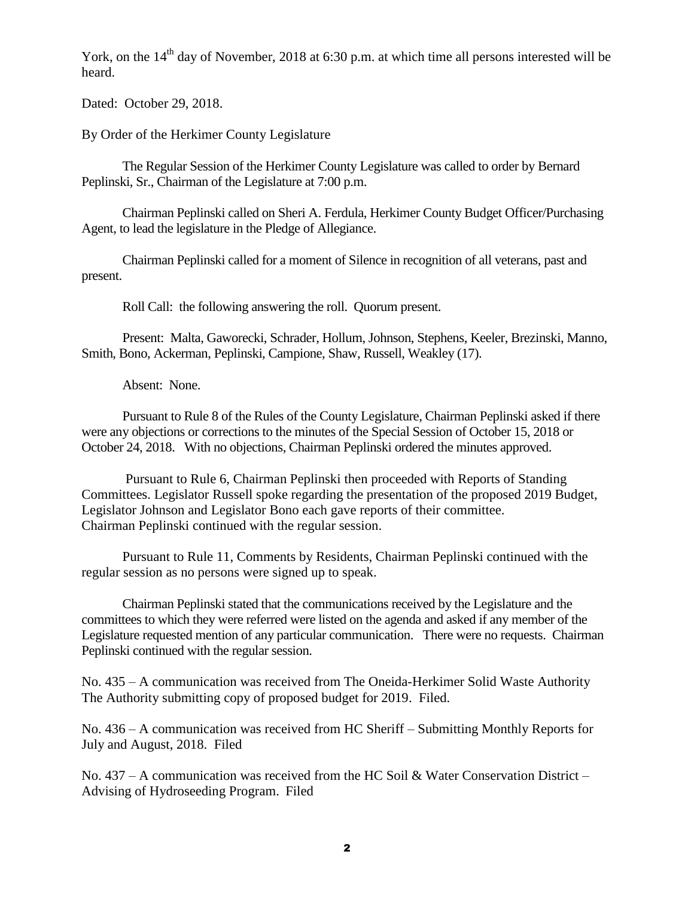York, on the 14th day of November, 2018 at 6:30 p.m. at which time all persons interested will be heard.

Dated: October 29, 2018.

By Order of the Herkimer County Legislature

The Regular Session of the Herkimer County Legislature was called to order by Bernard Peplinski, Sr., Chairman of the Legislature at 7:00 p.m.

Chairman Peplinski called on Sheri A. Ferdula, Herkimer County Budget Officer/Purchasing Agent, to lead the legislature in the Pledge of Allegiance.

Chairman Peplinski called for a moment of Silence in recognition of all veterans, past and present.

Roll Call: the following answering the roll. Quorum present.

Present: Malta, Gaworecki, Schrader, Hollum, Johnson, Stephens, Keeler, Brezinski, Manno, Smith, Bono, Ackerman, Peplinski, Campione, Shaw, Russell, Weakley (17).

Absent: None.

Pursuant to Rule 8 of the Rules of the County Legislature, Chairman Peplinski asked if there were any objections or corrections to the minutes of the Special Session of October 15, 2018 or October 24, 2018. With no objections, Chairman Peplinski ordered the minutes approved.

Pursuant to Rule 6, Chairman Peplinski then proceeded with Reports of Standing Committees. Legislator Russell spoke regarding the presentation of the proposed 2019 Budget, Legislator Johnson and Legislator Bono each gave reports of their committee. Chairman Peplinski continued with the regular session.

Pursuant to Rule 11, Comments by Residents, Chairman Peplinski continued with the regular session as no persons were signed up to speak.

Chairman Peplinski stated that the communications received by the Legislature and the committees to which they were referred were listed on the agenda and asked if any member of the Legislature requested mention of any particular communication. There were no requests. Chairman Peplinski continued with the regular session.

No. 435 – A communication was received from The Oneida-Herkimer Solid Waste Authority The Authority submitting copy of proposed budget for 2019. Filed.

No. 436 – A communication was received from HC Sheriff – Submitting Monthly Reports for July and August, 2018. Filed

No. 437 – A communication was received from the HC Soil & Water Conservation District – Advising of Hydroseeding Program. Filed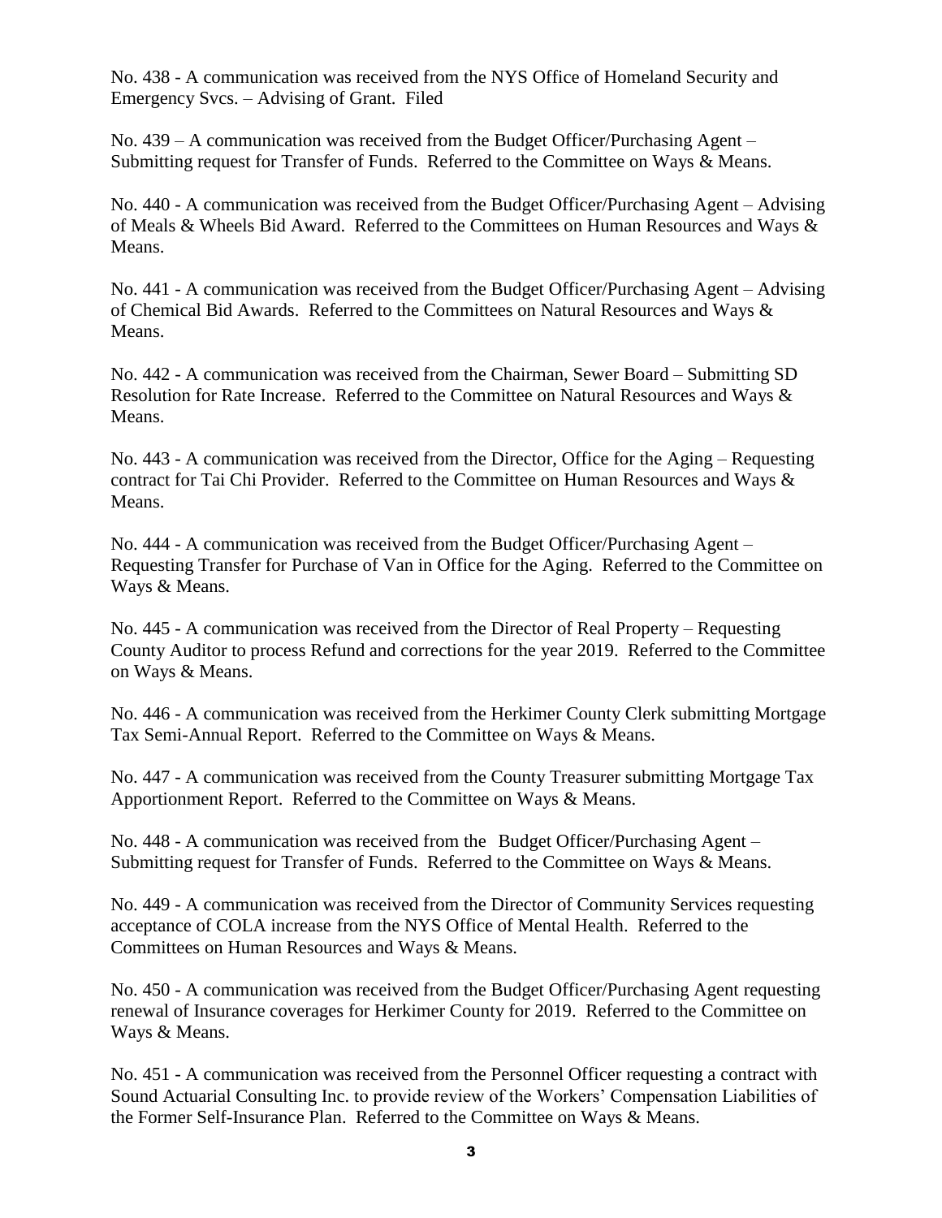No. 438 - A communication was received from the NYS Office of Homeland Security and Emergency Svcs. – Advising of Grant. Filed

No. 439 – A communication was received from the Budget Officer/Purchasing Agent – Submitting request for Transfer of Funds. Referred to the Committee on Ways & Means.

No. 440 - A communication was received from the Budget Officer/Purchasing Agent – Advising of Meals & Wheels Bid Award. Referred to the Committees on Human Resources and Ways & Means.

No. 441 - A communication was received from the Budget Officer/Purchasing Agent – Advising of Chemical Bid Awards. Referred to the Committees on Natural Resources and Ways & Means.

No. 442 - A communication was received from the Chairman, Sewer Board – Submitting SD Resolution for Rate Increase. Referred to the Committee on Natural Resources and Ways & Means.

No. 443 - A communication was received from the Director, Office for the Aging – Requesting contract for Tai Chi Provider. Referred to the Committee on Human Resources and Ways & Means.

No. 444 - A communication was received from the Budget Officer/Purchasing Agent – Requesting Transfer for Purchase of Van in Office for the Aging. Referred to the Committee on Ways & Means.

No. 445 - A communication was received from the Director of Real Property – Requesting County Auditor to process Refund and corrections for the year 2019. Referred to the Committee on Ways & Means.

No. 446 - A communication was received from the Herkimer County Clerk submitting Mortgage Tax Semi-Annual Report. Referred to the Committee on Ways & Means.

No. 447 - A communication was received from the County Treasurer submitting Mortgage Tax Apportionment Report. Referred to the Committee on Ways & Means.

No. 448 - A communication was received from the Budget Officer/Purchasing Agent – Submitting request for Transfer of Funds. Referred to the Committee on Ways & Means.

No. 449 - A communication was received from the Director of Community Services requesting acceptance of COLA increase from the NYS Office of Mental Health. Referred to the Committees on Human Resources and Ways & Means.

No. 450 - A communication was received from the Budget Officer/Purchasing Agent requesting renewal of Insurance coverages for Herkimer County for 2019. Referred to the Committee on Ways & Means.

No. 451 - A communication was received from the Personnel Officer requesting a contract with Sound Actuarial Consulting Inc. to provide review of the Workers' Compensation Liabilities of the Former Self-Insurance Plan. Referred to the Committee on Ways & Means.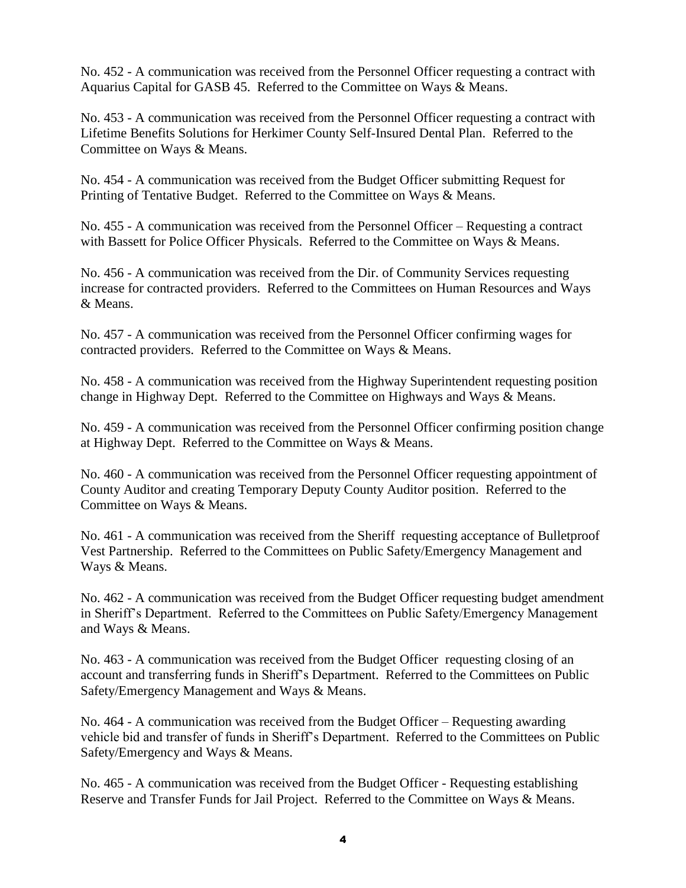No. 452 - A communication was received from the Personnel Officer requesting a contract with Aquarius Capital for GASB 45. Referred to the Committee on Ways & Means.

No. 453 - A communication was received from the Personnel Officer requesting a contract with Lifetime Benefits Solutions for Herkimer County Self-Insured Dental Plan. Referred to the Committee on Ways & Means.

No. 454 - A communication was received from the Budget Officer submitting Request for Printing of Tentative Budget. Referred to the Committee on Ways & Means.

No. 455 - A communication was received from the Personnel Officer – Requesting a contract with Bassett for Police Officer Physicals. Referred to the Committee on Ways & Means.

No. 456 - A communication was received from the Dir. of Community Services requesting increase for contracted providers. Referred to the Committees on Human Resources and Ways & Means.

No. 457 - A communication was received from the Personnel Officer confirming wages for contracted providers. Referred to the Committee on Ways & Means.

No. 458 - A communication was received from the Highway Superintendent requesting position change in Highway Dept. Referred to the Committee on Highways and Ways & Means.

No. 459 - A communication was received from the Personnel Officer confirming position change at Highway Dept. Referred to the Committee on Ways & Means.

No. 460 - A communication was received from the Personnel Officer requesting appointment of County Auditor and creating Temporary Deputy County Auditor position. Referred to the Committee on Ways & Means.

No. 461 - A communication was received from the Sheriff requesting acceptance of Bulletproof Vest Partnership. Referred to the Committees on Public Safety/Emergency Management and Ways & Means.

No. 462 - A communication was received from the Budget Officer requesting budget amendment in Sheriff's Department. Referred to the Committees on Public Safety/Emergency Management and Ways & Means.

No. 463 - A communication was received from the Budget Officer requesting closing of an account and transferring funds in Sheriff's Department. Referred to the Committees on Public Safety/Emergency Management and Ways & Means.

No. 464 - A communication was received from the Budget Officer – Requesting awarding vehicle bid and transfer of funds in Sheriff's Department. Referred to the Committees on Public Safety/Emergency and Ways & Means.

No. 465 - A communication was received from the Budget Officer - Requesting establishing Reserve and Transfer Funds for Jail Project. Referred to the Committee on Ways & Means.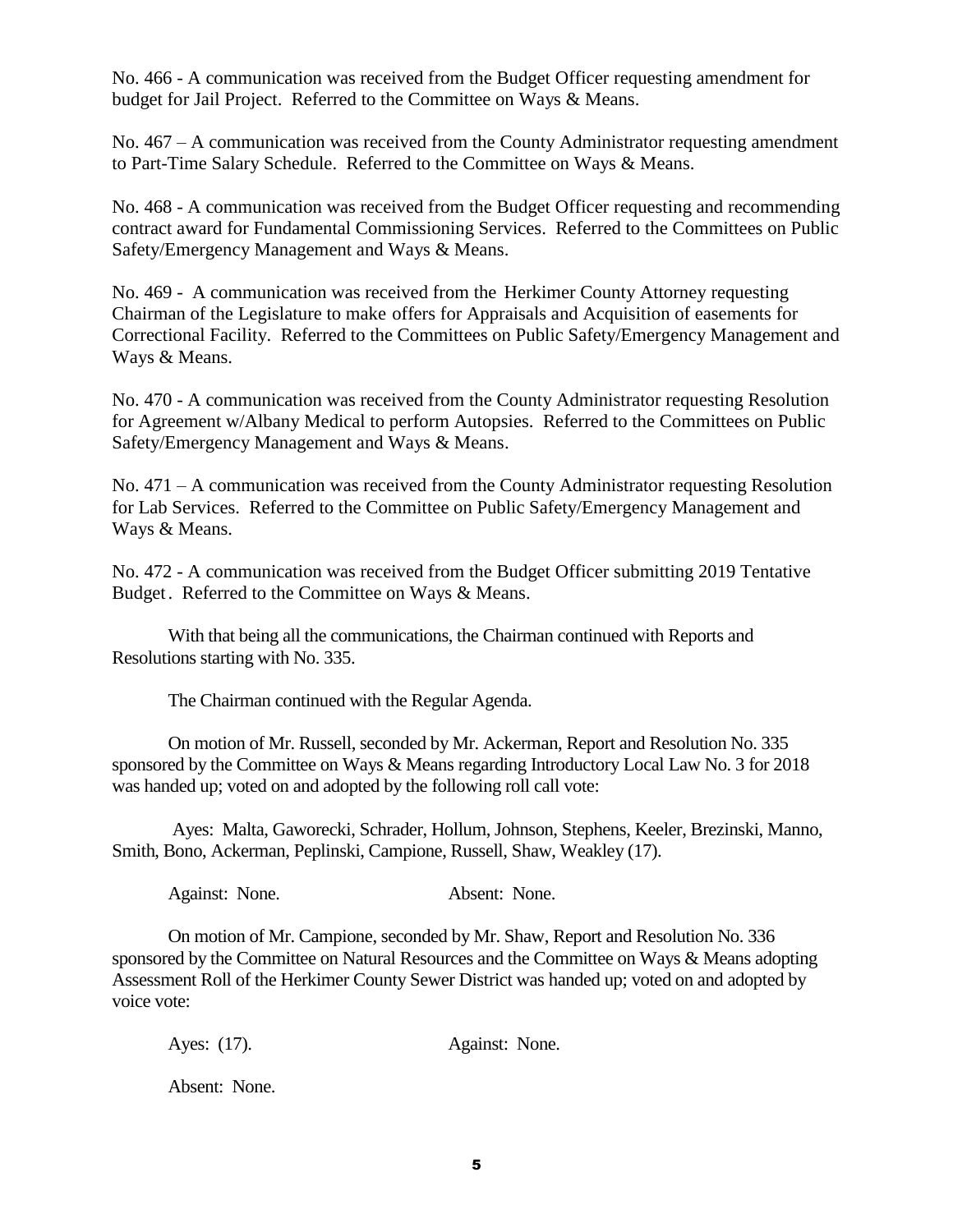No. 466 - A communication was received from the Budget Officer requesting amendment for budget for Jail Project. Referred to the Committee on Ways & Means.

No. 467 – A communication was received from the County Administrator requesting amendment to Part-Time Salary Schedule. Referred to the Committee on Ways & Means.

No. 468 - A communication was received from the Budget Officer requesting and recommending contract award for Fundamental Commissioning Services. Referred to the Committees on Public Safety/Emergency Management and Ways & Means.

No. 469 - A communication was received from the Herkimer County Attorney requesting Chairman of the Legislature to make offers for Appraisals and Acquisition of easements for Correctional Facility. Referred to the Committees on Public Safety/Emergency Management and Ways & Means.

No. 470 - A communication was received from the County Administrator requesting Resolution for Agreement w/Albany Medical to perform Autopsies. Referred to the Committees on Public Safety/Emergency Management and Ways & Means.

No. 471 – A communication was received from the County Administrator requesting Resolution for Lab Services. Referred to the Committee on Public Safety/Emergency Management and Ways & Means.

No. 472 - A communication was received from the Budget Officer submitting 2019 Tentative Budget. Referred to the Committee on Ways & Means.

With that being all the communications, the Chairman continued with Reports and Resolutions starting with No. 335.

The Chairman continued with the Regular Agenda.

On motion of Mr. Russell, seconded by Mr. Ackerman, Report and Resolution No. 335 sponsored by the Committee on Ways & Means regarding Introductory Local Law No. 3 for 2018 was handed up; voted on and adopted by the following roll call vote:

Ayes: Malta, Gaworecki, Schrader, Hollum, Johnson, Stephens, Keeler, Brezinski, Manno, Smith, Bono, Ackerman, Peplinski, Campione, Russell, Shaw, Weakley (17).

Against: None. Absent: None.

On motion of Mr. Campione, seconded by Mr. Shaw, Report and Resolution No. 336 sponsored by the Committee on Natural Resources and the Committee on Ways & Means adopting Assessment Roll of the Herkimer County Sewer District was handed up; voted on and adopted by voice vote:

Ayes: (17). Against: None.

Absent: None.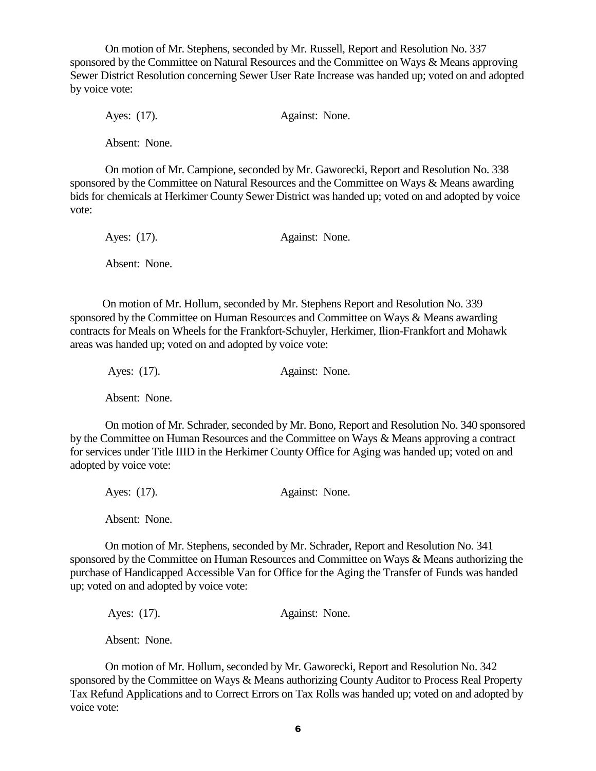On motion of Mr. Stephens, seconded by Mr. Russell, Report and Resolution No. 337 sponsored by the Committee on Natural Resources and the Committee on Ways & Means approving Sewer District Resolution concerning Sewer User Rate Increase was handed up; voted on and adopted by voice vote:

Ayes: (17). Against: None.

Absent: None.

On motion of Mr. Campione, seconded by Mr. Gaworecki, Report and Resolution No. 338 sponsored by the Committee on Natural Resources and the Committee on Ways & Means awarding bids for chemicals at Herkimer County Sewer District was handed up; voted on and adopted by voice vote:

Ayes: (17). Against: None.

Absent: None.

On motion of Mr. Hollum, seconded by Mr. Stephens Report and Resolution No. 339 sponsored by the Committee on Human Resources and Committee on Ways & Means awarding contracts for Meals on Wheels for the Frankfort-Schuyler, Herkimer, Ilion-Frankfort and Mohawk areas was handed up; voted on and adopted by voice vote:

Ayes: (17). Against: None.

Absent: None.

On motion of Mr. Schrader, seconded by Mr. Bono, Report and Resolution No. 340 sponsored by the Committee on Human Resources and the Committee on Ways & Means approving a contract for services under Title IIID in the Herkimer County Office for Aging was handed up; voted on and adopted by voice vote:

Ayes: (17). Against: None.

Absent: None.

On motion of Mr. Stephens, seconded by Mr. Schrader, Report and Resolution No. 341 sponsored by the Committee on Human Resources and Committee on Ways & Means authorizing the purchase of Handicapped Accessible Van for Office for the Aging the Transfer of Funds was handed up; voted on and adopted by voice vote:

Ayes: (17). Against: None.

Absent: None.

On motion of Mr. Hollum, seconded by Mr. Gaworecki, Report and Resolution No. 342 sponsored by the Committee on Ways & Means authorizing County Auditor to Process Real Property Tax Refund Applications and to Correct Errors on Tax Rolls was handed up; voted on and adopted by voice vote: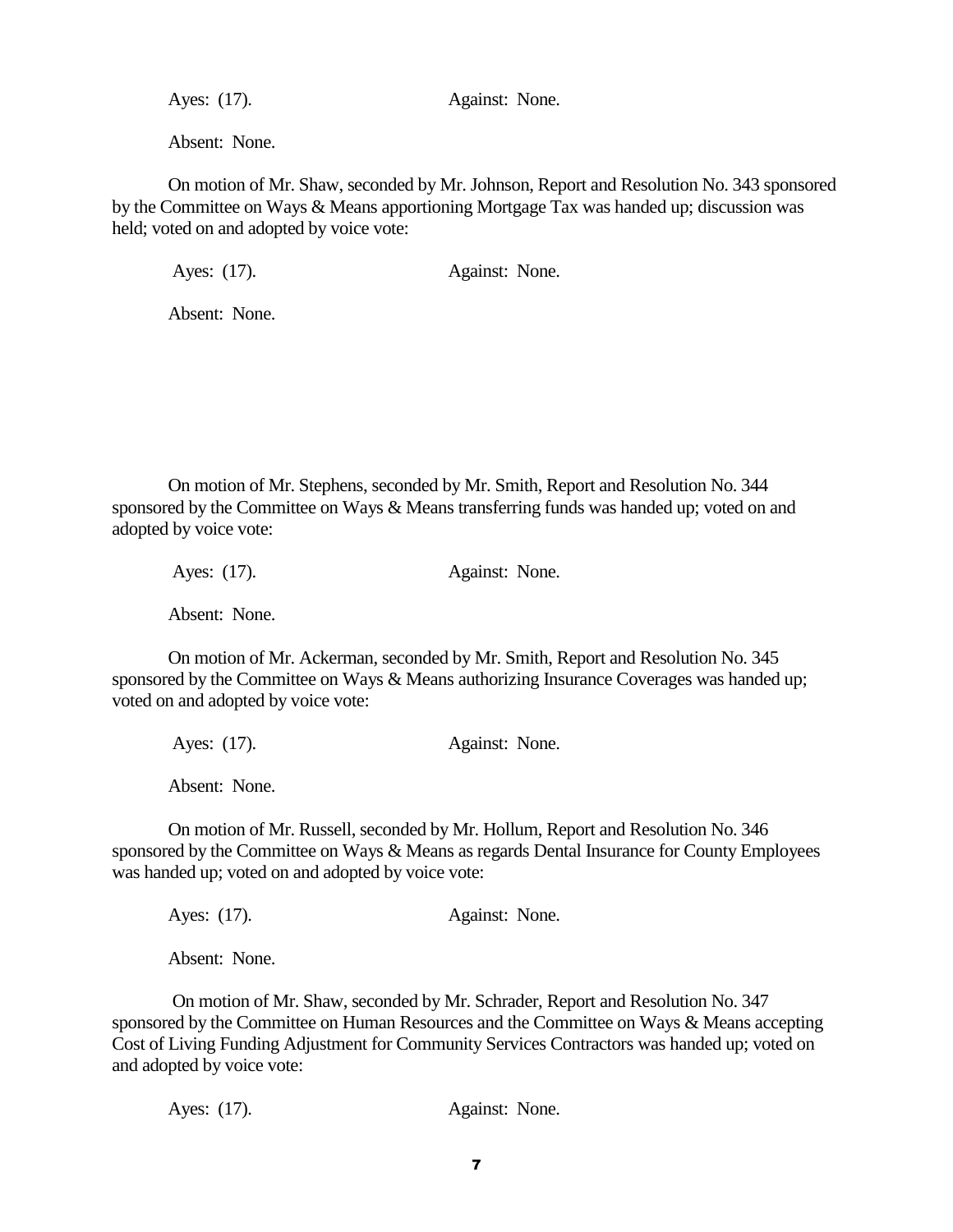Ayes: (17). Against: None.

Absent: None.

On motion of Mr. Shaw, seconded by Mr. Johnson, Report and Resolution No. 343 sponsored by the Committee on Ways & Means apportioning Mortgage Tax was handed up; discussion was held; voted on and adopted by voice vote:

Ayes: (17). Against: None.

Absent: None.

On motion of Mr. Stephens, seconded by Mr. Smith, Report and Resolution No. 344 sponsored by the Committee on Ways & Means transferring funds was handed up; voted on and adopted by voice vote:

Ayes: (17). Against: None.

Absent: None.

On motion of Mr. Ackerman, seconded by Mr. Smith, Report and Resolution No. 345 sponsored by the Committee on Ways & Means authorizing Insurance Coverages was handed up; voted on and adopted by voice vote:

Ayes: (17). Against: None.

Absent: None.

On motion of Mr. Russell, seconded by Mr. Hollum, Report and Resolution No. 346 sponsored by the Committee on Ways & Means as regards Dental Insurance for County Employees was handed up; voted on and adopted by voice vote:

Ayes: (17). Against: None.

Absent: None.

On motion of Mr. Shaw, seconded by Mr. Schrader, Report and Resolution No. 347 sponsored by the Committee on Human Resources and the Committee on Ways & Means accepting Cost of Living Funding Adjustment for Community Services Contractors was handed up; voted on and adopted by voice vote:

Ayes: (17). Against: None.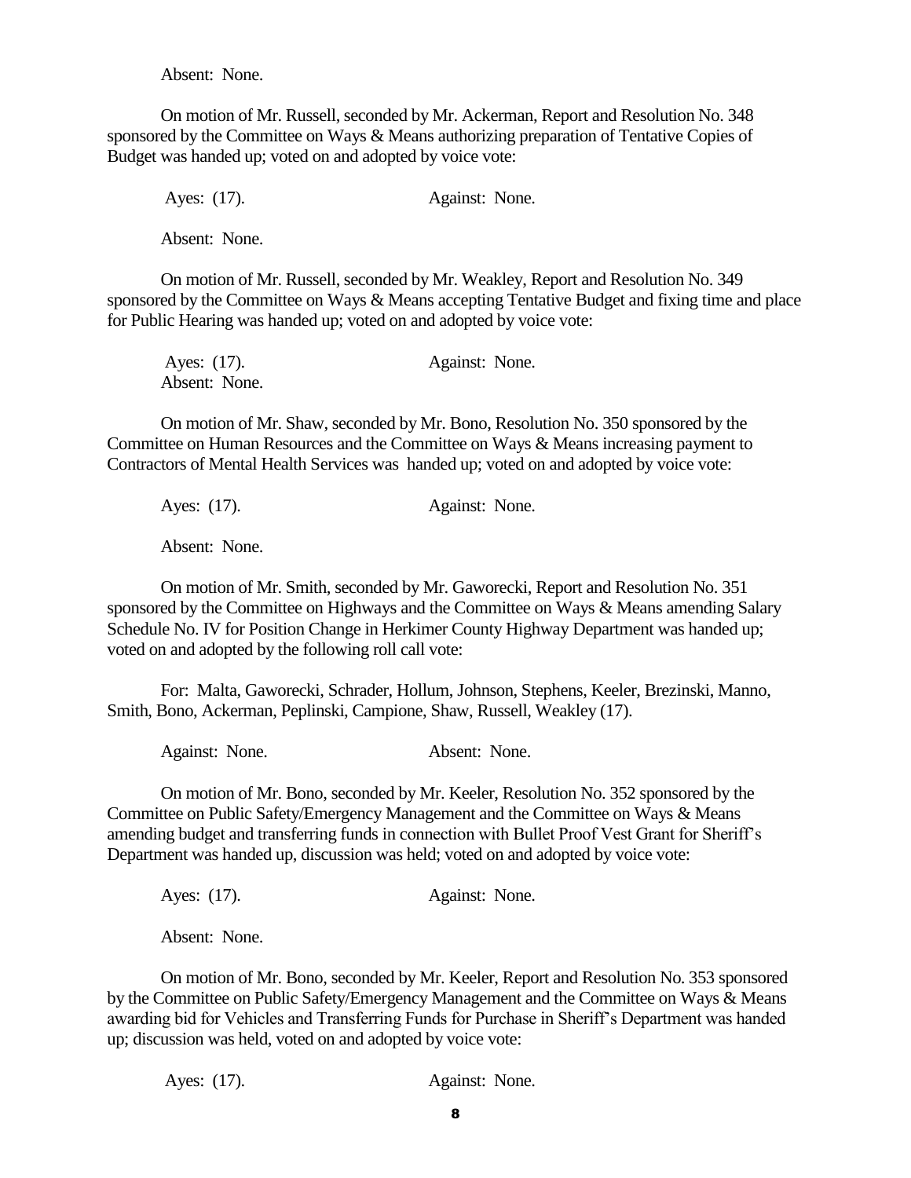Absent: None.

On motion of Mr. Russell, seconded by Mr. Ackerman, Report and Resolution No. 348 sponsored by the Committee on Ways & Means authorizing preparation of Tentative Copies of Budget was handed up; voted on and adopted by voice vote:

Ayes: (17). Against: None.

Absent: None.

On motion of Mr. Russell, seconded by Mr. Weakley, Report and Resolution No. 349 sponsored by the Committee on Ways & Means accepting Tentative Budget and fixing time and place for Public Hearing was handed up; voted on and adopted by voice vote:

Ayes: (17). Against: None.
Absent: None.

On motion of Mr. Shaw, seconded by Mr. Bono, Resolution No. 350 sponsored by the Committee on Human Resources and the Committee on Ways & Means increasing payment to Contractors of Mental Health Services was handed up; voted on and adopted by voice vote:

Ayes: (17). Against: None.

Absent: None.

On motion of Mr. Smith, seconded by Mr. Gaworecki, Report and Resolution No. 351 sponsored by the Committee on Highways and the Committee on Ways & Means amending Salary Schedule No. IV for Position Change in Herkimer County Highway Department was handed up; voted on and adopted by the following roll call vote:

For: Malta, Gaworecki, Schrader, Hollum, Johnson, Stephens, Keeler, Brezinski, Manno, Smith, Bono, Ackerman, Peplinski, Campione, Shaw, Russell, Weakley (17).

Against: None. Absent: None.

On motion of Mr. Bono, seconded by Mr. Keeler, Resolution No. 352 sponsored by the Committee on Public Safety/Emergency Management and the Committee on Ways & Means amending budget and transferring funds in connection with Bullet Proof Vest Grant for Sheriff's Department was handed up, discussion was held; voted on and adopted by voice vote:

Ayes: (17). Against: None.

Absent: None.

On motion of Mr. Bono, seconded by Mr. Keeler, Report and Resolution No. 353 sponsored by the Committee on Public Safety/Emergency Management and the Committee on Ways & Means awarding bid for Vehicles and Transferring Funds for Purchase in Sheriff's Department was handed up; discussion was held, voted on and adopted by voice vote:

Ayes: (17). Against: None.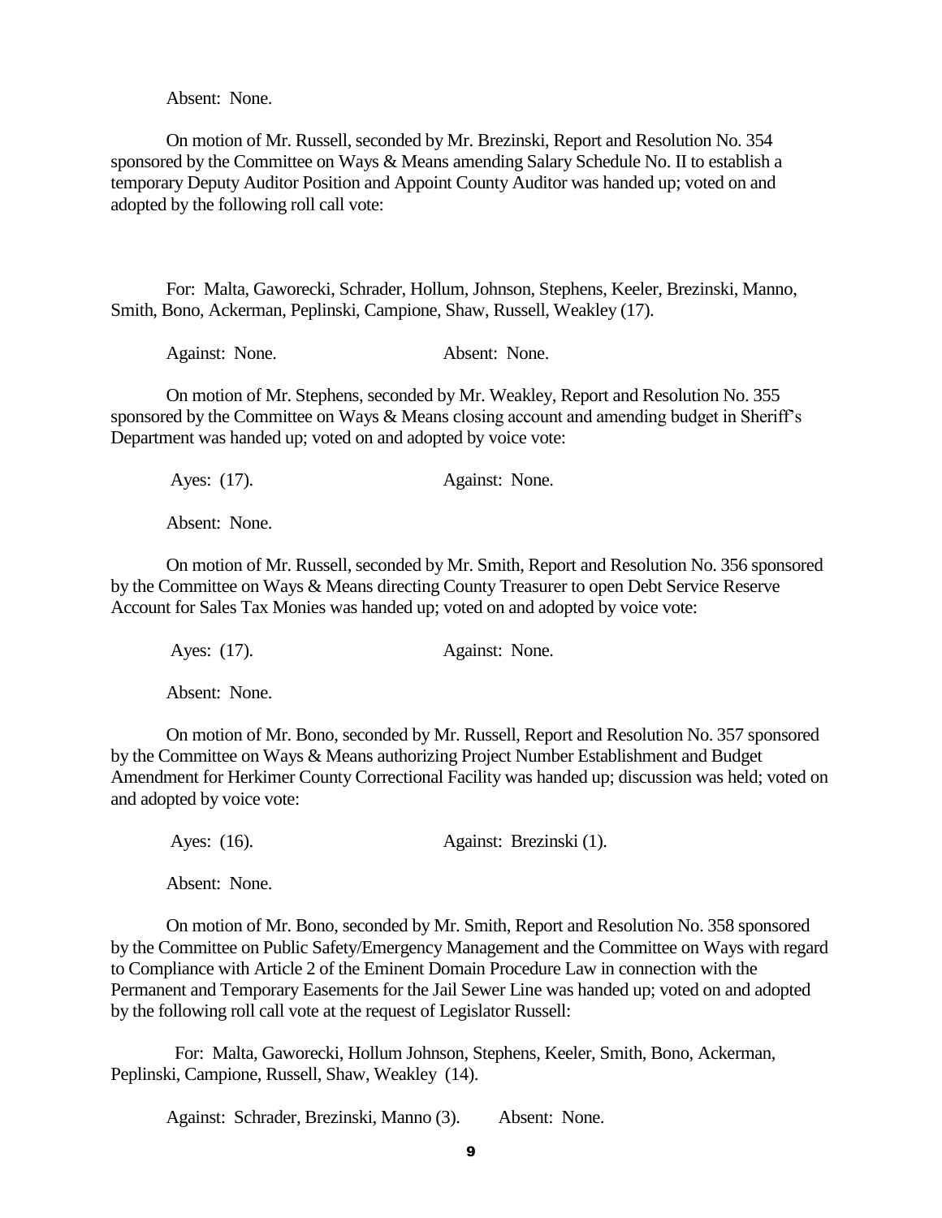Absent: None.

On motion of Mr. Russell, seconded by Mr. Brezinski, Report and Resolution No. 354 sponsored by the Committee on Ways & Means amending Salary Schedule No. II to establish a temporary Deputy Auditor Position and Appoint County Auditor was handed up; voted on and adopted by the following roll call vote:

For: Malta, Gaworecki, Schrader, Hollum, Johnson, Stephens, Keeler, Brezinski, Manno, Smith, Bono, Ackerman, Peplinski, Campione, Shaw, Russell, Weakley (17).

Against: None. Absent: None.

On motion of Mr. Stephens, seconded by Mr. Weakley, Report and Resolution No. 355 sponsored by the Committee on Ways & Means closing account and amending budget in Sheriff's Department was handed up; voted on and adopted by voice vote:

Ayes: (17). Against: None.

Absent: None.

On motion of Mr. Russell, seconded by Mr. Smith, Report and Resolution No. 356 sponsored by the Committee on Ways & Means directing County Treasurer to open Debt Service Reserve Account for Sales Tax Monies was handed up; voted on and adopted by voice vote:

Ayes: (17). Against: None.

Absent: None.

On motion of Mr. Bono, seconded by Mr. Russell, Report and Resolution No. 357 sponsored by the Committee on Ways & Means authorizing Project Number Establishment and Budget Amendment for Herkimer County Correctional Facility was handed up; discussion was held; voted on and adopted by voice vote:

Ayes: (16). Against: Brezinski (1).

Absent: None.

On motion of Mr. Bono, seconded by Mr. Smith, Report and Resolution No. 358 sponsored by the Committee on Public Safety/Emergency Management and the Committee on Ways with regard to Compliance with Article 2 of the Eminent Domain Procedure Law in connection with the Permanent and Temporary Easements for the Jail Sewer Line was handed up; voted on and adopted by the following roll call vote at the request of Legislator Russell:

For: Malta, Gaworecki, Hollum Johnson, Stephens, Keeler, Smith, Bono, Ackerman, Peplinski, Campione, Russell, Shaw, Weakley (14).

Against: Schrader, Brezinski, Manno (3). Absent: None.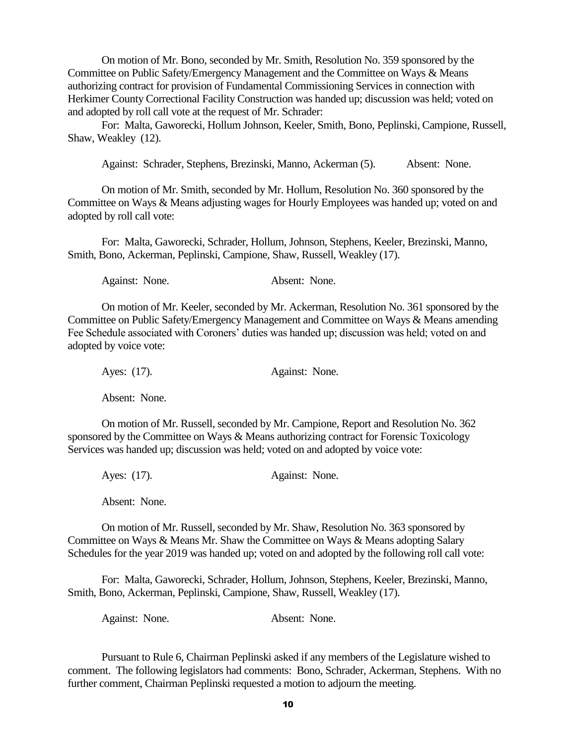On motion of Mr. Bono, seconded by Mr. Smith, Resolution No. 359 sponsored by the Committee on Public Safety/Emergency Management and the Committee on Ways & Means authorizing contract for provision of Fundamental Commissioning Services in connection with Herkimer County Correctional Facility Construction was handed up; discussion was held; voted on and adopted by roll call vote at the request of Mr. Schrader:

For: Malta, Gaworecki, Hollum Johnson, Keeler, Smith, Bono, Peplinski, Campione, Russell, Shaw, Weakley (12).

Against: Schrader, Stephens, Brezinski, Manno, Ackerman (5). Absent: None.

On motion of Mr. Smith, seconded by Mr. Hollum, Resolution No. 360 sponsored by the Committee on Ways & Means adjusting wages for Hourly Employees was handed up; voted on and adopted by roll call vote:

For: Malta, Gaworecki, Schrader, Hollum, Johnson, Stephens, Keeler, Brezinski, Manno, Smith, Bono, Ackerman, Peplinski, Campione, Shaw, Russell, Weakley (17).

Against: None. Absent: None.

On motion of Mr. Keeler, seconded by Mr. Ackerman, Resolution No. 361 sponsored by the Committee on Public Safety/Emergency Management and Committee on Ways & Means amending Fee Schedule associated with Coroners' duties was handed up; discussion was held; voted on and adopted by voice vote:

Ayes: (17). Against: None.

Absent: None.

On motion of Mr. Russell, seconded by Mr. Campione, Report and Resolution No. 362 sponsored by the Committee on Ways & Means authorizing contract for Forensic Toxicology Services was handed up; discussion was held; voted on and adopted by voice vote:

Ayes: (17). Against: None.

Absent: None.

On motion of Mr. Russell, seconded by Mr. Shaw, Resolution No. 363 sponsored by Committee on Ways & Means Mr. Shaw the Committee on Ways & Means adopting Salary Schedules for the year 2019 was handed up; voted on and adopted by the following roll call vote:

For: Malta, Gaworecki, Schrader, Hollum, Johnson, Stephens, Keeler, Brezinski, Manno, Smith, Bono, Ackerman, Peplinski, Campione, Shaw, Russell, Weakley (17).

Against: None. Absent: None.

Pursuant to Rule 6, Chairman Peplinski asked if any members of the Legislature wished to comment. The following legislators had comments: Bono, Schrader, Ackerman, Stephens. With no further comment, Chairman Peplinski requested a motion to adjourn the meeting.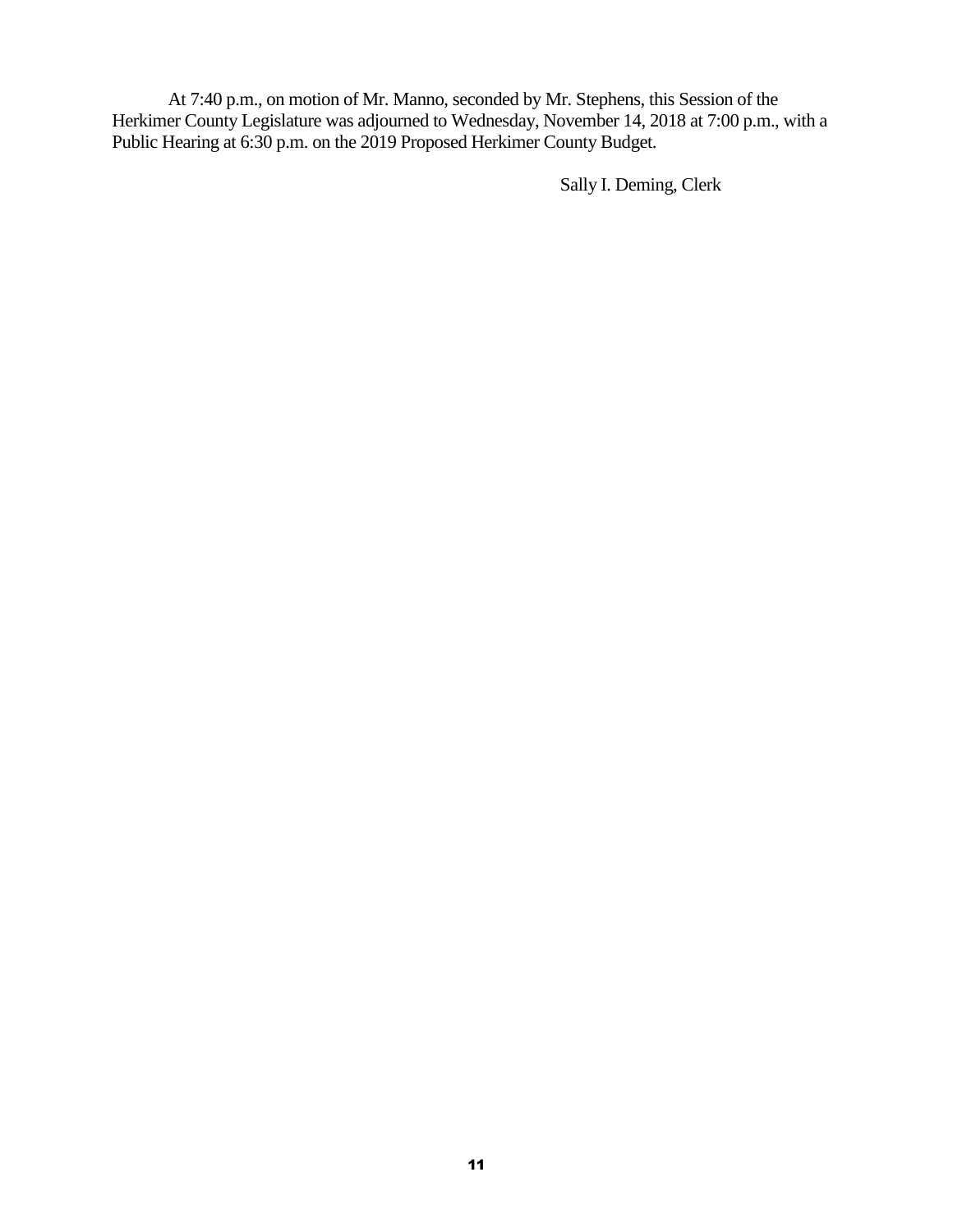At 7:40 p.m., on motion of Mr. Manno, seconded by Mr. Stephens, this Session of the Herkimer County Legislature was adjourned to Wednesday, November 14, 2018 at 7:00 p.m., with a Public Hearing at 6:30 p.m. on the 2019 Proposed Herkimer County Budget.

Sally I. Deming, Clerk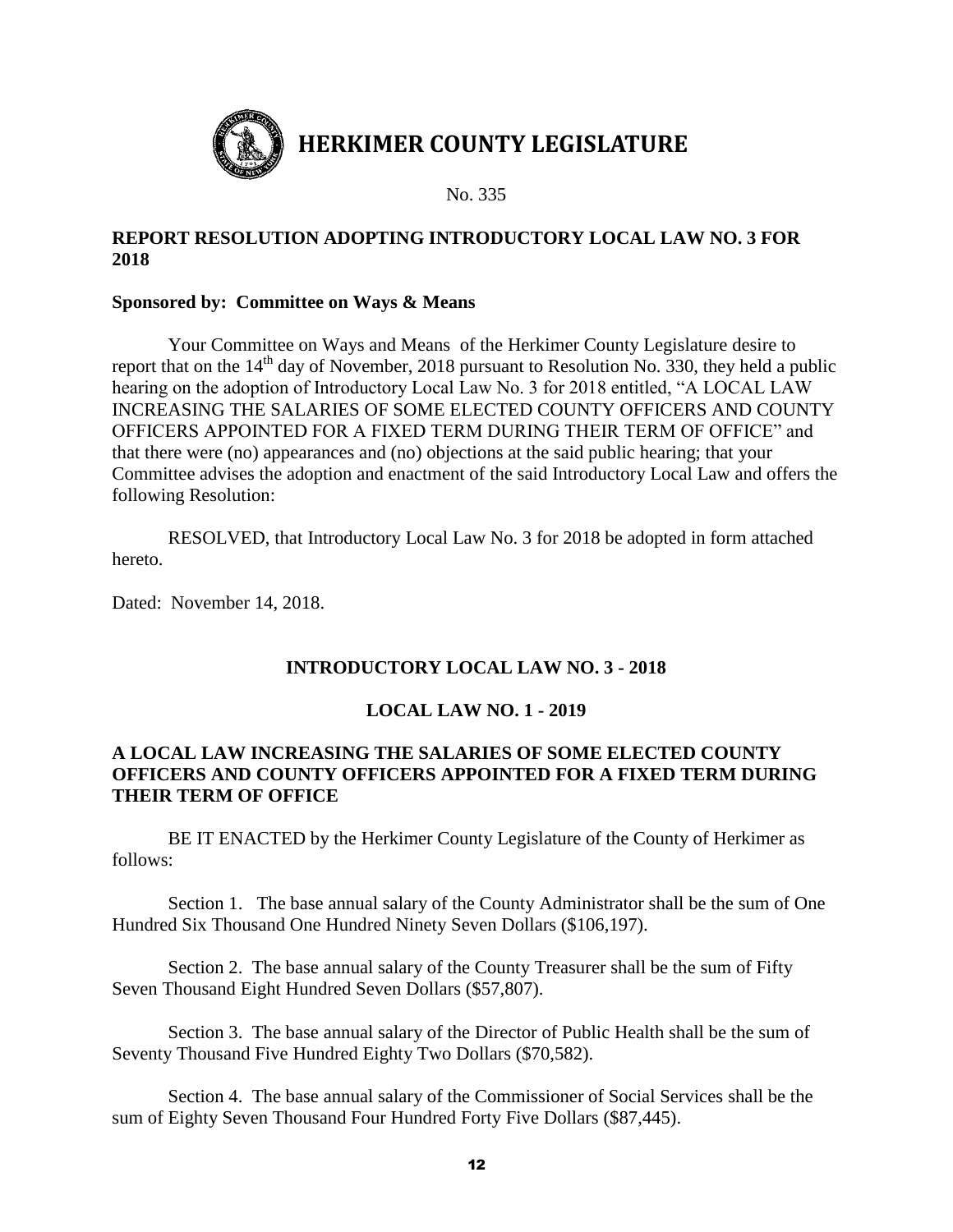# HERKIMER COUNTY LEGISLATURE

No. 335

**REPORT RESOLUTION ADOPTING INTRODUCTORY LOCAL LAW NO. 3 FOR 2018**

**Sponsored by: Committee on Ways & Means**

Your Committee on Ways and Means of the Herkimer County Legislature desire to report that on the 14th day of November, 2018 pursuant to Resolution No. 330, they held a public hearing on the adoption of Introductory Local Law No. 3 for 2018 entitled, "A LOCAL LAW INCREASING THE SALARIES OF SOME ELECTED COUNTY OFFICERS AND COUNTY OFFICERS APPOINTED FOR A FIXED TERM DURING THEIR TERM OF OFFICE" and that there were (no) appearances and (no) objections at the said public hearing; that your Committee advises the adoption and enactment of the said Introductory Local Law and offers the following Resolution:

RESOLVED, that Introductory Local Law No. 3 for 2018 be adopted in form attached hereto.

Dated: November 14, 2018.

**INTRODUCTORY LOCAL LAW NO. 3 - 2018**

**LOCAL LAW NO. 1 - 2019**

**A LOCAL LAW INCREASING THE SALARIES OF SOME ELECTED COUNTY OFFICERS AND COUNTY OFFICERS APPOINTED FOR A FIXED TERM DURING THEIR TERM OF OFFICE**

BE IT ENACTED by the Herkimer County Legislature of the County of Herkimer as follows:

Section 1. The base annual salary of the County Administrator shall be the sum of One Hundred Six Thousand One Hundred Ninety Seven Dollars ($106,197).

Section 2. The base annual salary of the County Treasurer shall be the sum of Fifty Seven Thousand Eight Hundred Seven Dollars ($57,807).

Section 3. The base annual salary of the Director of Public Health shall be the sum of Seventy Thousand Five Hundred Eighty Two Dollars ($70,582).

Section 4. The base annual salary of the Commissioner of Social Services shall be the sum of Eighty Seven Thousand Four Hundred Forty Five Dollars ($87,445).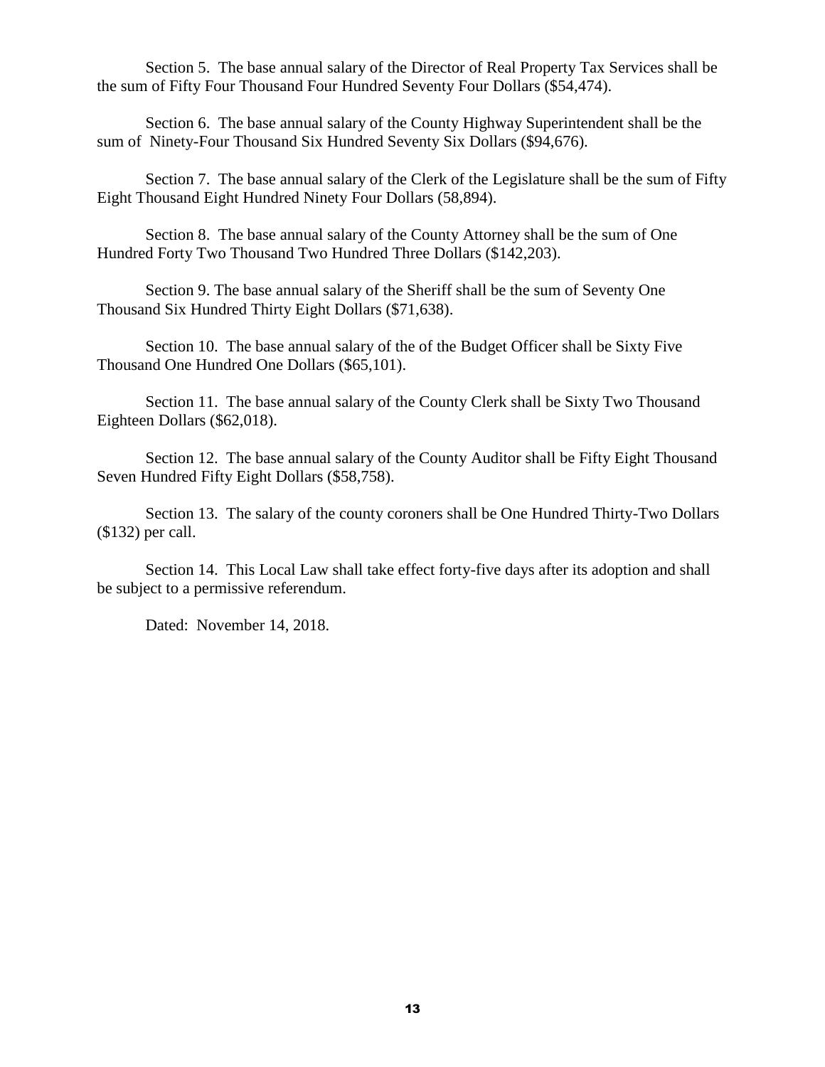Section 5. The base annual salary of the Director of Real Property Tax Services shall be the sum of Fifty Four Thousand Four Hundred Seventy Four Dollars ($54,474).

Section 6. The base annual salary of the County Highway Superintendent shall be the sum of Ninety-Four Thousand Six Hundred Seventy Six Dollars ($94,676).

Section 7. The base annual salary of the Clerk of the Legislature shall be the sum of Fifty Eight Thousand Eight Hundred Ninety Four Dollars (58,894).

Section 8. The base annual salary of the County Attorney shall be the sum of One Hundred Forty Two Thousand Two Hundred Three Dollars ($142,203).

Section 9. The base annual salary of the Sheriff shall be the sum of Seventy One Thousand Six Hundred Thirty Eight Dollars ($71,638).

Section 10. The base annual salary of the of the Budget Officer shall be Sixty Five Thousand One Hundred One Dollars ($65,101).

Section 11. The base annual salary of the County Clerk shall be Sixty Two Thousand Eighteen Dollars ($62,018).

Section 12. The base annual salary of the County Auditor shall be Fifty Eight Thousand Seven Hundred Fifty Eight Dollars ($58,758).

Section 13. The salary of the county coroners shall be One Hundred Thirty-Two Dollars ($132) per call.

Section 14. This Local Law shall take effect forty-five days after its adoption and shall be subject to a permissive referendum.

Dated: November 14, 2018.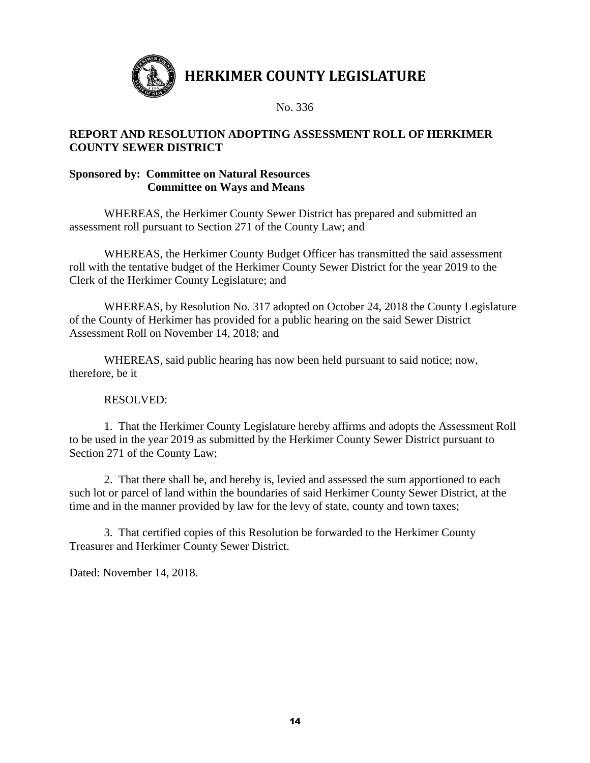# HERKIMER COUNTY LEGISLATURE

No. 336

**REPORT AND RESOLUTION ADOPTING ASSESSMENT ROLL OF HERKIMER COUNTY SEWER DISTRICT**

**Sponsored by: Committee on Natural Resources**
**Committee on Ways and Means**

WHEREAS, the Herkimer County Sewer District has prepared and submitted an assessment roll pursuant to Section 271 of the County Law; and

WHEREAS, the Herkimer County Budget Officer has transmitted the said assessment roll with the tentative budget of the Herkimer County Sewer District for the year 2019 to the Clerk of the Herkimer County Legislature; and

WHEREAS, by Resolution No. 317 adopted on October 24, 2018 the County Legislature of the County of Herkimer has provided for a public hearing on the said Sewer District Assessment Roll on November 14, 2018; and

WHEREAS, said public hearing has now been held pursuant to said notice; now, therefore, be it

RESOLVED:

1. That the Herkimer County Legislature hereby affirms and adopts the Assessment Roll to be used in the year 2019 as submitted by the Herkimer County Sewer District pursuant to Section 271 of the County Law;

2. That there shall be, and hereby is, levied and assessed the sum apportioned to each such lot or parcel of land within the boundaries of said Herkimer County Sewer District, at the time and in the manner provided by law for the levy of state, county and town taxes;

3. That certified copies of this Resolution be forwarded to the Herkimer County Treasurer and Herkimer County Sewer District.

Dated: November 14, 2018.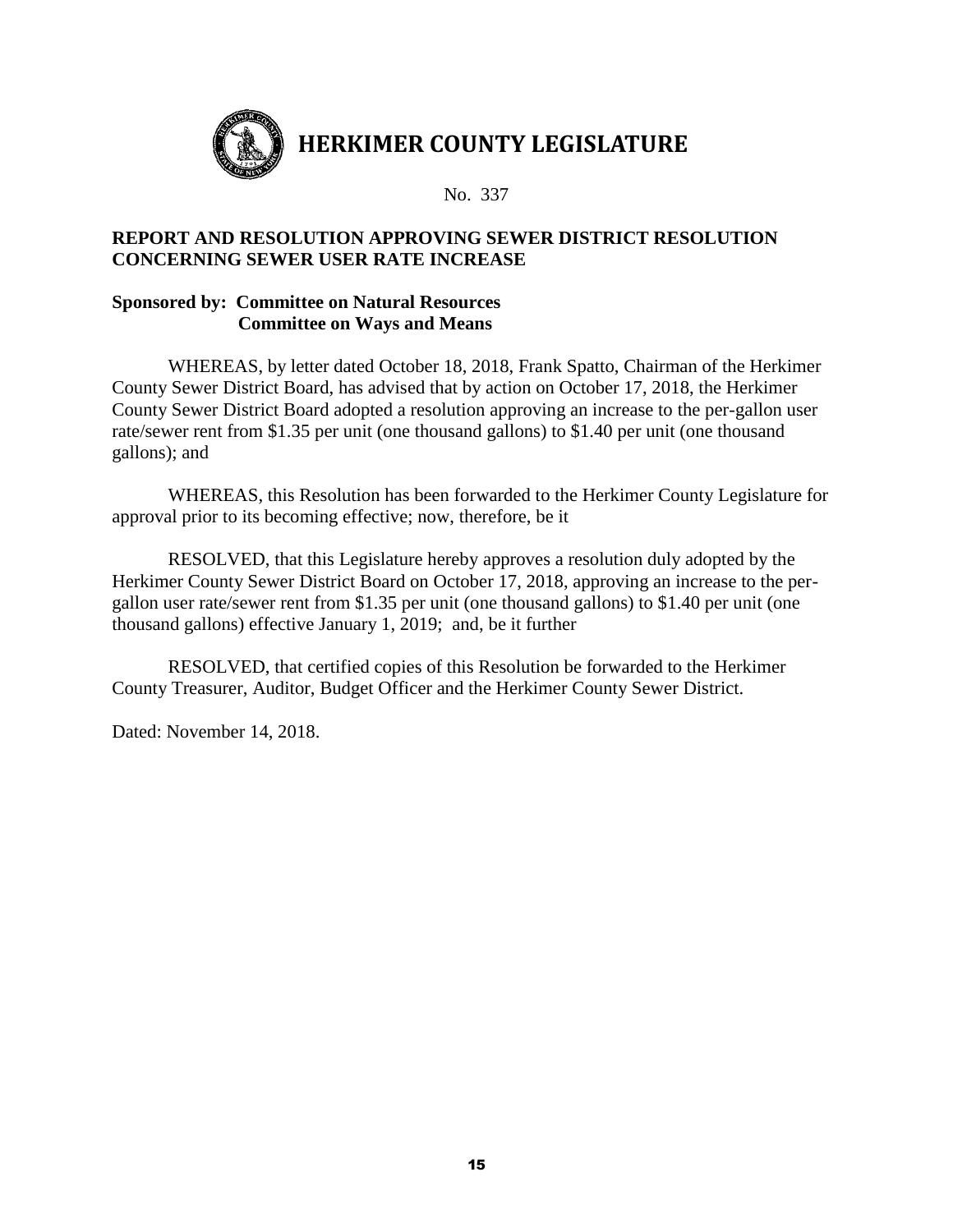# HERKIMER COUNTY LEGISLATURE

No. 337

**REPORT AND RESOLUTION APPROVING SEWER DISTRICT RESOLUTION CONCERNING SEWER USER RATE INCREASE**

**Sponsored by: Committee on Natural Resources**
**Committee on Ways and Means**

WHEREAS, by letter dated October 18, 2018, Frank Spatto, Chairman of the Herkimer County Sewer District Board, has advised that by action on October 17, 2018, the Herkimer County Sewer District Board adopted a resolution approving an increase to the per-gallon user rate/sewer rent from $1.35 per unit (one thousand gallons) to $1.40 per unit (one thousand gallons); and

WHEREAS, this Resolution has been forwarded to the Herkimer County Legislature for approval prior to its becoming effective; now, therefore, be it

RESOLVED, that this Legislature hereby approves a resolution duly adopted by the Herkimer County Sewer District Board on October 17, 2018, approving an increase to the per-gallon user rate/sewer rent from $1.35 per unit (one thousand gallons) to $1.40 per unit (one thousand gallons) effective January 1, 2019; and, be it further

RESOLVED, that certified copies of this Resolution be forwarded to the Herkimer County Treasurer, Auditor, Budget Officer and the Herkimer County Sewer District.

Dated: November 14, 2018.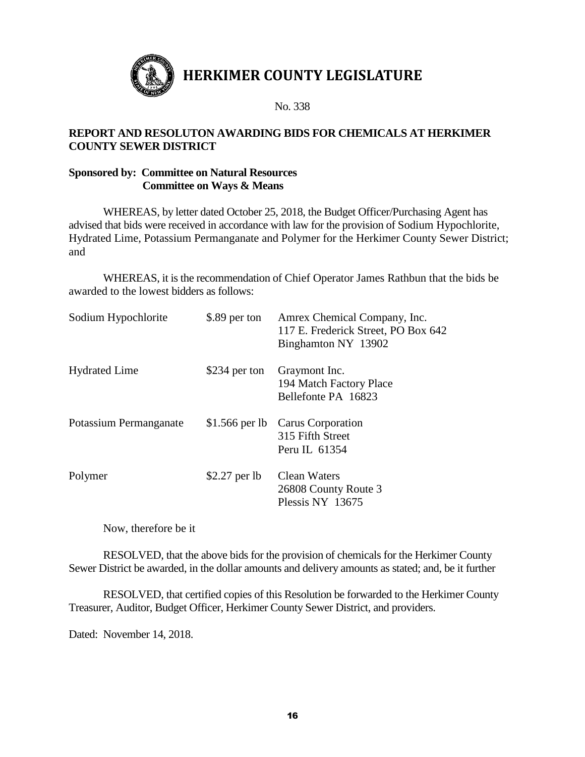# HERKIMER COUNTY LEGISLATURE

No. 338

**REPORT AND RESOLUTON AWARDING BIDS FOR CHEMICALS AT HERKIMER COUNTY SEWER DISTRICT**

**Sponsored by: Committee on Natural Resources**
**Committee on Ways & Means**

WHEREAS, by letter dated October 25, 2018, the Budget Officer/Purchasing Agent has advised that bids were received in accordance with law for the provision of Sodium Hypochlorite, Hydrated Lime, Potassium Permanganate and Polymer for the Herkimer County Sewer District; and

WHEREAS, it is the recommendation of Chief Operator James Rathbun that the bids be awarded to the lowest bidders as follows:

| | | |
|---|---|---|
| Sodium Hypochlorite | $.89 per ton | Amrex Chemical Company, Inc.<br>117 E. Frederick Street, PO Box 642<br>Binghamton NY 13902 |
| Hydrated Lime | $234 per ton | Graymont Inc.<br>194 Match Factory Place<br>Bellefonte PA 16823 |
| Potassium Permanganate | $1.566 per lb | Carus Corporation<br>315 Fifth Street<br>Peru IL 61354 |
| Polymer | $2.27 per lb | Clean Waters<br>26808 County Route 3<br>Plessis NY 13675 |

Now, therefore be it

RESOLVED, that the above bids for the provision of chemicals for the Herkimer County Sewer District be awarded, in the dollar amounts and delivery amounts as stated; and, be it further

RESOLVED, that certified copies of this Resolution be forwarded to the Herkimer County Treasurer, Auditor, Budget Officer, Herkimer County Sewer District, and providers.

Dated: November 14, 2018.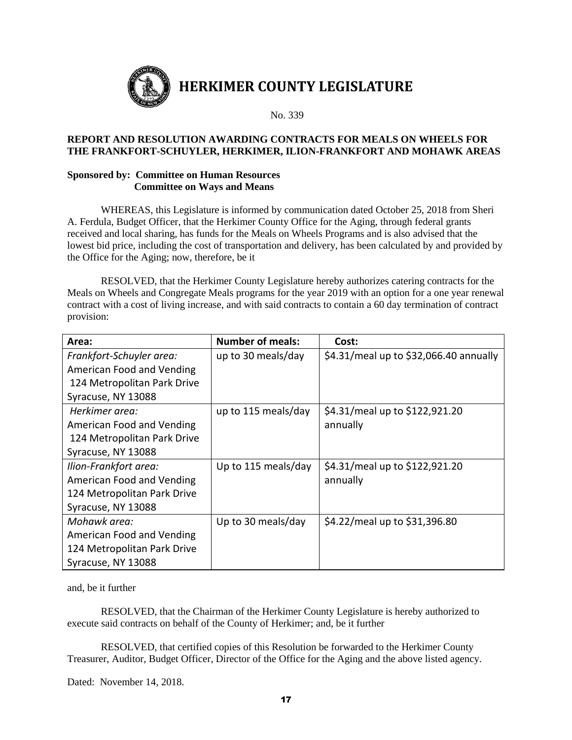# HERKIMER COUNTY LEGISLATURE

No. 339

**REPORT AND RESOLUTION AWARDING CONTRACTS FOR MEALS ON WHEELS FOR THE FRANKFORT-SCHUYLER, HERKIMER, ILION-FRANKFORT AND MOHAWK AREAS**

**Sponsored by: Committee on Human Resources**
**Committee on Ways and Means**

WHEREAS, this Legislature is informed by communication dated October 25, 2018 from Sheri A. Ferdula, Budget Officer, that the Herkimer County Office for the Aging, through federal grants received and local sharing, has funds for the Meals on Wheels Programs and is also advised that the lowest bid price, including the cost of transportation and delivery, has been calculated by and provided by the Office for the Aging; now, therefore, be it

RESOLVED, that the Herkimer County Legislature hereby authorizes catering contracts for the Meals on Wheels and Congregate Meals programs for the year 2019 with an option for a one year renewal contract with a cost of living increase, and with said contracts to contain a 60 day termination of contract provision:

| Area: | Number of meals: | Cost: |
|---|---|---|
| *Frankfort-Schuyler area:* American Food and Vending 124 Metropolitan Park Drive Syracuse, NY 13088 | up to 30 meals/day | $4.31/meal up to $32,066.40 annually |
| *Herkimer area:* American Food and Vending 124 Metropolitan Park Drive Syracuse, NY 13088 | up to 115 meals/day | $4.31/meal up to $122,921.20 annually |
| *Ilion-Frankfort area:* American Food and Vending 124 Metropolitan Park Drive Syracuse, NY 13088 | Up to 115 meals/day | $4.31/meal up to $122,921.20 annually |
| *Mohawk area:* American Food and Vending 124 Metropolitan Park Drive Syracuse, NY 13088 | Up to 30 meals/day | $4.22/meal up to $31,396.80 |

and, be it further

RESOLVED, that the Chairman of the Herkimer County Legislature is hereby authorized to execute said contracts on behalf of the County of Herkimer; and, be it further

RESOLVED, that certified copies of this Resolution be forwarded to the Herkimer County Treasurer, Auditor, Budget Officer, Director of the Office for the Aging and the above listed agency.

Dated: November 14, 2018.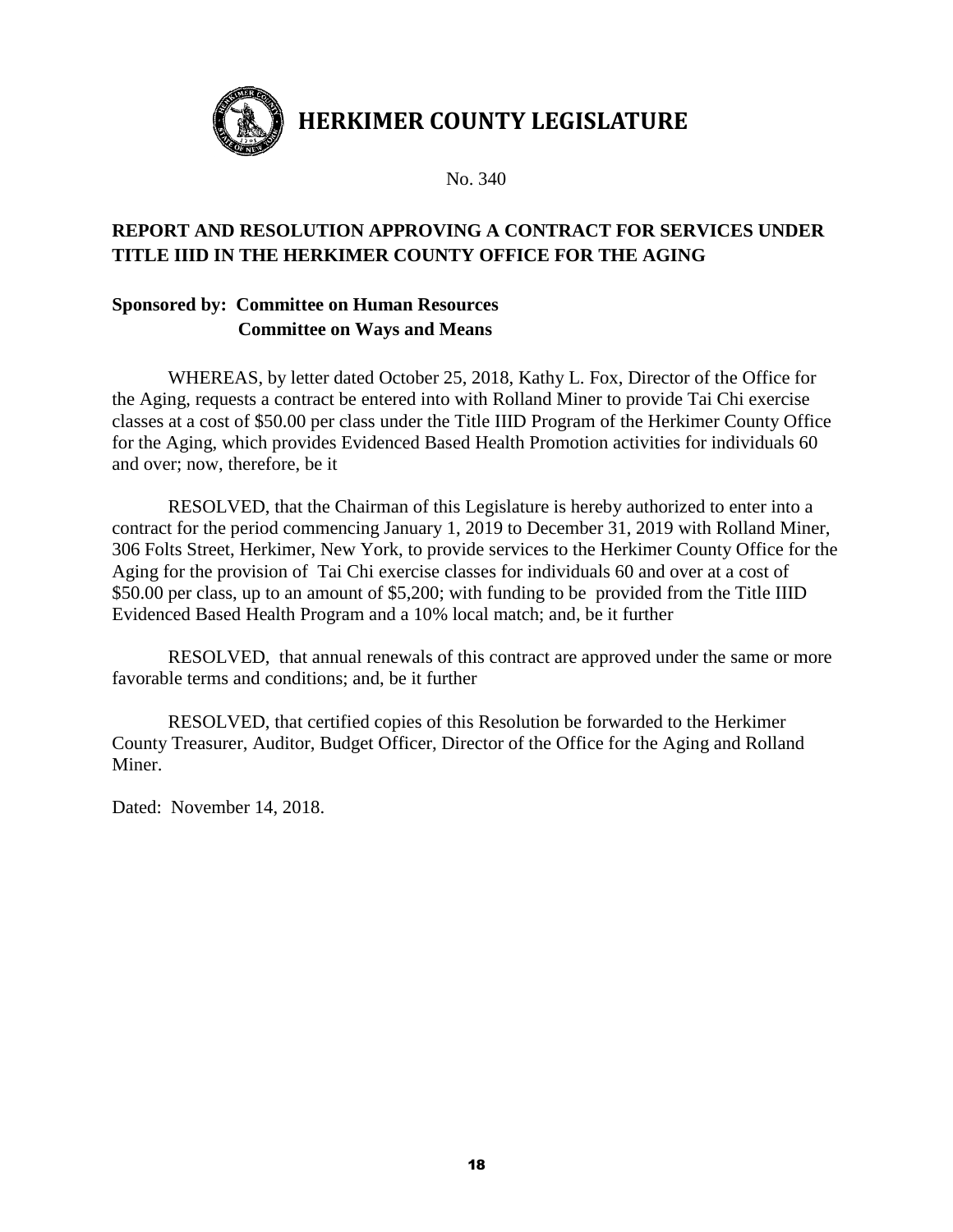# HERKIMER COUNTY LEGISLATURE

No. 340

**REPORT AND RESOLUTION APPROVING A CONTRACT FOR SERVICES UNDER TITLE IIID IN THE HERKIMER COUNTY OFFICE FOR THE AGING**

**Sponsored by: Committee on Human Resources**
**Committee on Ways and Means**

WHEREAS, by letter dated October 25, 2018, Kathy L. Fox, Director of the Office for the Aging, requests a contract be entered into with Rolland Miner to provide Tai Chi exercise classes at a cost of $50.00 per class under the Title IIID Program of the Herkimer County Office for the Aging, which provides Evidenced Based Health Promotion activities for individuals 60 and over; now, therefore, be it

RESOLVED, that the Chairman of this Legislature is hereby authorized to enter into a contract for the period commencing January 1, 2019 to December 31, 2019 with Rolland Miner, 306 Folts Street, Herkimer, New York, to provide services to the Herkimer County Office for the Aging for the provision of Tai Chi exercise classes for individuals 60 and over at a cost of $50.00 per class, up to an amount of $5,200; with funding to be provided from the Title IIID Evidenced Based Health Program and a 10% local match; and, be it further

RESOLVED, that annual renewals of this contract are approved under the same or more favorable terms and conditions; and, be it further

RESOLVED, that certified copies of this Resolution be forwarded to the Herkimer County Treasurer, Auditor, Budget Officer, Director of the Office for the Aging and Rolland Miner.

Dated: November 14, 2018.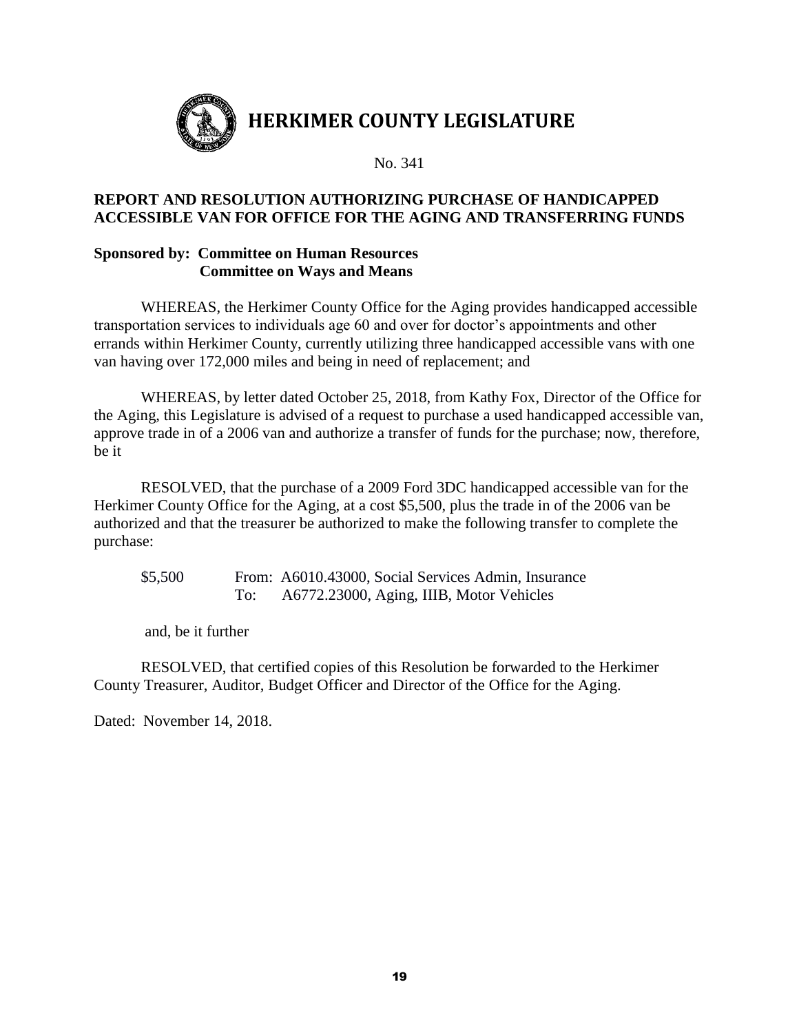# HERKIMER COUNTY LEGISLATURE

No. 341

**REPORT AND RESOLUTION AUTHORIZING PURCHASE OF HANDICAPPED ACCESSIBLE VAN FOR OFFICE FOR THE AGING AND TRANSFERRING FUNDS**

**Sponsored by: Committee on Human Resources**
**Committee on Ways and Means**

WHEREAS, the Herkimer County Office for the Aging provides handicapped accessible transportation services to individuals age 60 and over for doctor's appointments and other errands within Herkimer County, currently utilizing three handicapped accessible vans with one van having over 172,000 miles and being in need of replacement; and

WHEREAS, by letter dated October 25, 2018, from Kathy Fox, Director of the Office for the Aging, this Legislature is advised of a request to purchase a used handicapped accessible van, approve trade in of a 2006 van and authorize a transfer of funds for the purchase; now, therefore, be it

RESOLVED, that the purchase of a 2009 Ford 3DC handicapped accessible van for the Herkimer County Office for the Aging, at a cost $5,500, plus the trade in of the 2006 van be authorized and that the treasurer be authorized to make the following transfer to complete the purchase:

$5,500 From: A6010.43000, Social Services Admin, Insurance
To: A6772.23000, Aging, IIIB, Motor Vehicles

and, be it further

RESOLVED, that certified copies of this Resolution be forwarded to the Herkimer County Treasurer, Auditor, Budget Officer and Director of the Office for the Aging.

Dated: November 14, 2018.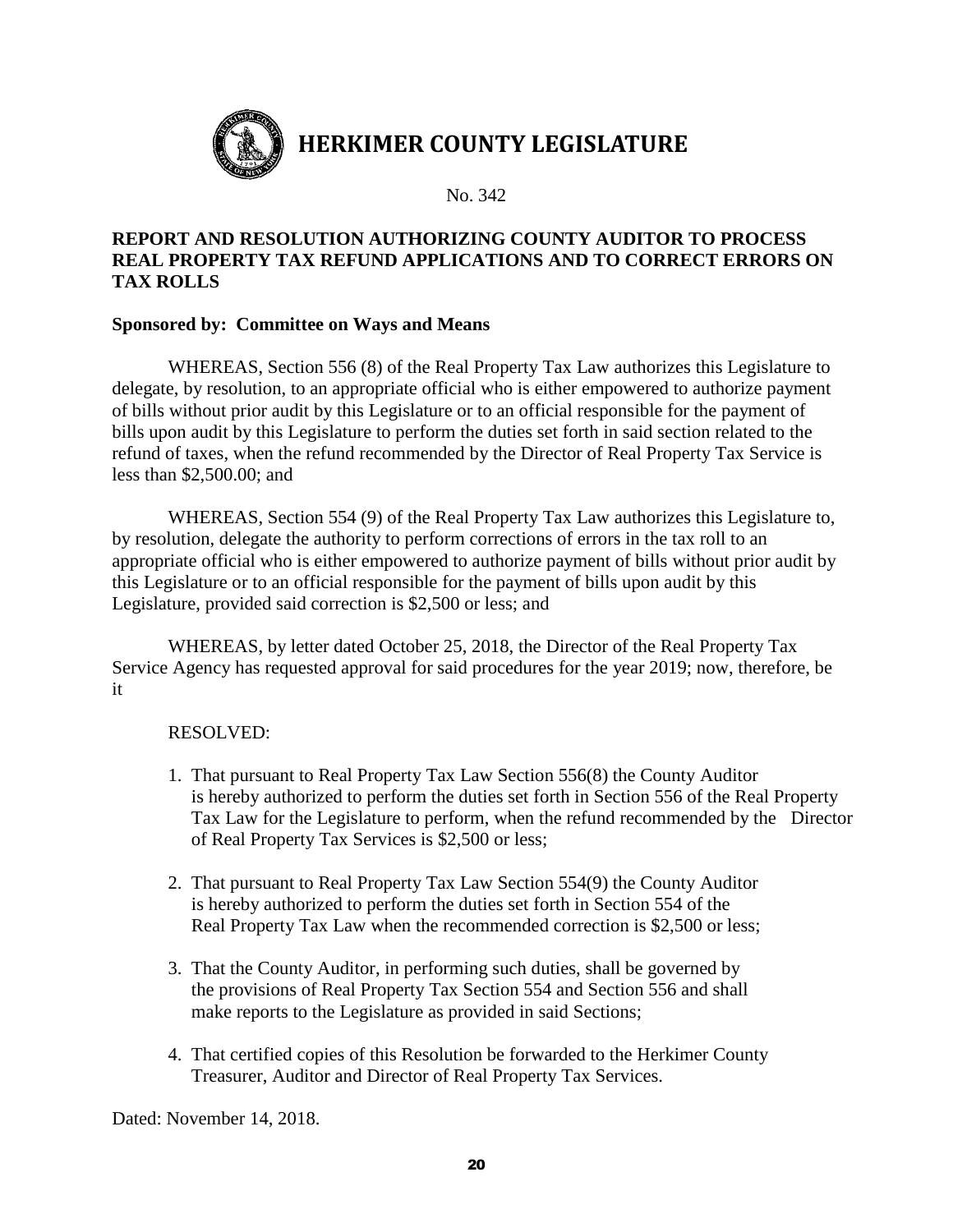# HERKIMER COUNTY LEGISLATURE

No. 342

**REPORT AND RESOLUTION AUTHORIZING COUNTY AUDITOR TO PROCESS REAL PROPERTY TAX REFUND APPLICATIONS AND TO CORRECT ERRORS ON TAX ROLLS**

**Sponsored by: Committee on Ways and Means**

WHEREAS, Section 556 (8) of the Real Property Tax Law authorizes this Legislature to delegate, by resolution, to an appropriate official who is either empowered to authorize payment of bills without prior audit by this Legislature or to an official responsible for the payment of bills upon audit by this Legislature to perform the duties set forth in said section related to the refund of taxes, when the refund recommended by the Director of Real Property Tax Service is less than $2,500.00; and

WHEREAS, Section 554 (9) of the Real Property Tax Law authorizes this Legislature to, by resolution, delegate the authority to perform corrections of errors in the tax roll to an appropriate official who is either empowered to authorize payment of bills without prior audit by this Legislature or to an official responsible for the payment of bills upon audit by this Legislature, provided said correction is $2,500 or less; and

WHEREAS, by letter dated October 25, 2018, the Director of the Real Property Tax Service Agency has requested approval for said procedures for the year 2019; now, therefore, be it

RESOLVED:

1. That pursuant to Real Property Tax Law Section 556(8) the County Auditor is hereby authorized to perform the duties set forth in Section 556 of the Real Property Tax Law for the Legislature to perform, when the refund recommended by the Director of Real Property Tax Services is $2,500 or less;

2. That pursuant to Real Property Tax Law Section 554(9) the County Auditor is hereby authorized to perform the duties set forth in Section 554 of the Real Property Tax Law when the recommended correction is $2,500 or less;

3. That the County Auditor, in performing such duties, shall be governed by the provisions of Real Property Tax Section 554 and Section 556 and shall make reports to the Legislature as provided in said Sections;

4. That certified copies of this Resolution be forwarded to the Herkimer County Treasurer, Auditor and Director of Real Property Tax Services.

Dated: November 14, 2018.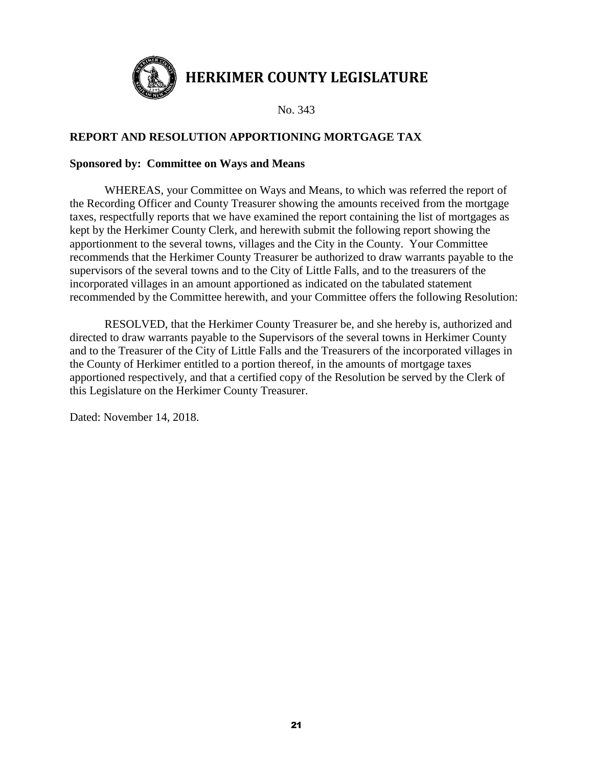# HERKIMER COUNTY LEGISLATURE

No. 343

## REPORT AND RESOLUTION APPORTIONING MORTGAGE TAX

**Sponsored by: Committee on Ways and Means**

WHEREAS, your Committee on Ways and Means, to which was referred the report of the Recording Officer and County Treasurer showing the amounts received from the mortgage taxes, respectfully reports that we have examined the report containing the list of mortgages as kept by the Herkimer County Clerk, and herewith submit the following report showing the apportionment to the several towns, villages and the City in the County. Your Committee recommends that the Herkimer County Treasurer be authorized to draw warrants payable to the supervisors of the several towns and to the City of Little Falls, and to the treasurers of the incorporated villages in an amount apportioned as indicated on the tabulated statement recommended by the Committee herewith, and your Committee offers the following Resolution:

RESOLVED, that the Herkimer County Treasurer be, and she hereby is, authorized and directed to draw warrants payable to the Supervisors of the several towns in Herkimer County and to the Treasurer of the City of Little Falls and the Treasurers of the incorporated villages in the County of Herkimer entitled to a portion thereof, in the amounts of mortgage taxes apportioned respectively, and that a certified copy of the Resolution be served by the Clerk of this Legislature on the Herkimer County Treasurer.

Dated: November 14, 2018.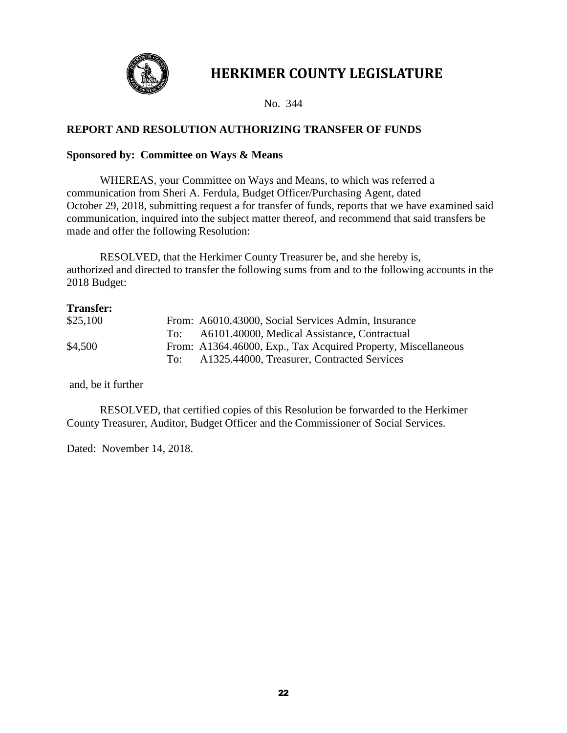# HERKIMER COUNTY LEGISLATURE

No. 344

**REPORT AND RESOLUTION AUTHORIZING TRANSFER OF FUNDS**

**Sponsored by: Committee on Ways & Means**

WHEREAS, your Committee on Ways and Means, to which was referred a communication from Sheri A. Ferdula, Budget Officer/Purchasing Agent, dated October 29, 2018, submitting request a for transfer of funds, reports that we have examined said communication, inquired into the subject matter thereof, and recommend that said transfers be made and offer the following Resolution:

RESOLVED, that the Herkimer County Treasurer be, and she hereby is, authorized and directed to transfer the following sums from and to the following accounts in the 2018 Budget:

**Transfer:**

| | | |
|---|---|---|
| $25,100 | From: | A6010.43000, Social Services Admin, Insurance |
| | To: | A6101.40000, Medical Assistance, Contractual |
| $4,500 | From: | A1364.46000, Exp., Tax Acquired Property, Miscellaneous |
| | To: | A1325.44000, Treasurer, Contracted Services |

and, be it further

RESOLVED, that certified copies of this Resolution be forwarded to the Herkimer County Treasurer, Auditor, Budget Officer and the Commissioner of Social Services.

Dated: November 14, 2018.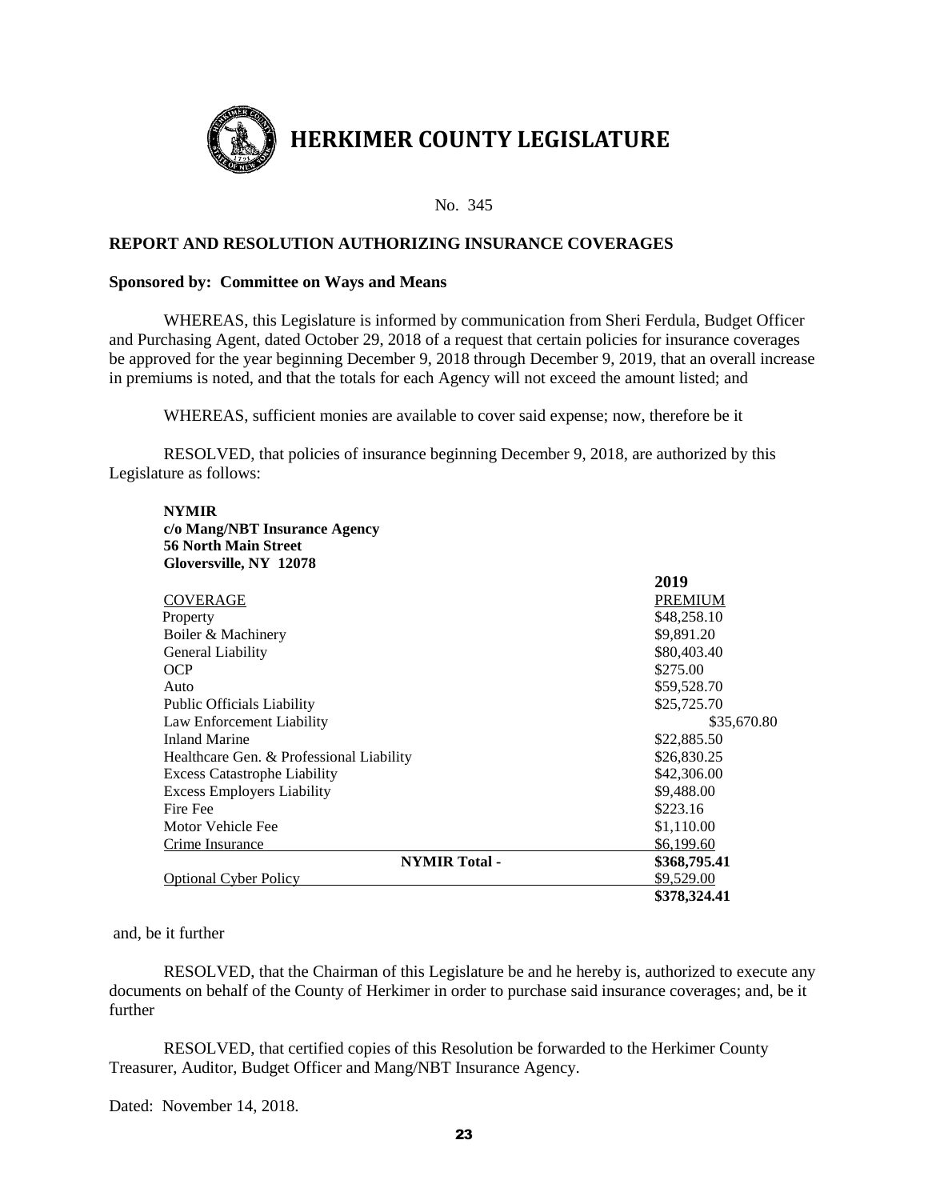# HERKIMER COUNTY LEGISLATURE

No. 345

**REPORT AND RESOLUTION AUTHORIZING INSURANCE COVERAGES**

**Sponsored by: Committee on Ways and Means**

WHEREAS, this Legislature is informed by communication from Sheri Ferdula, Budget Officer and Purchasing Agent, dated October 29, 2018 of a request that certain policies for insurance coverages be approved for the year beginning December 9, 2018 through December 9, 2019, that an overall increase in premiums is noted, and that the totals for each Agency will not exceed the amount listed; and

WHEREAS, sufficient monies are available to cover said expense; now, therefore be it

RESOLVED, that policies of insurance beginning December 9, 2018, are authorized by this Legislature as follows:

**NYMIR**
**c/o Mang/NBT Insurance Agency**
**56 North Main Street**
**Gloversville, NY 12078**

| COVERAGE | 2019 PREMIUM |
|---|---|
| Property | $48,258.10 |
| Boiler & Machinery | $9,891.20 |
| General Liability | $80,403.40 |
| OCP | $275.00 |
| Auto | $59,528.70 |
| Public Officials Liability | $25,725.70 |
| Law Enforcement Liability | $35,670.80 |
| Inland Marine | $22,885.50 |
| Healthcare Gen. & Professional Liability | $26,830.25 |
| Excess Catastrophe Liability | $42,306.00 |
| Excess Employers Liability | $9,488.00 |
| Fire Fee | $223.16 |
| Motor Vehicle Fee | $1,110.00 |
| Crime Insurance | $6,199.60 |
| **NYMIR Total -** | **$368,795.41** |
| Optional Cyber Policy | $9,529.00 |
| | **$378,324.41** |

and, be it further

RESOLVED, that the Chairman of this Legislature be and he hereby is, authorized to execute any documents on behalf of the County of Herkimer in order to purchase said insurance coverages; and, be it further

RESOLVED, that certified copies of this Resolution be forwarded to the Herkimer County Treasurer, Auditor, Budget Officer and Mang/NBT Insurance Agency.

Dated: November 14, 2018.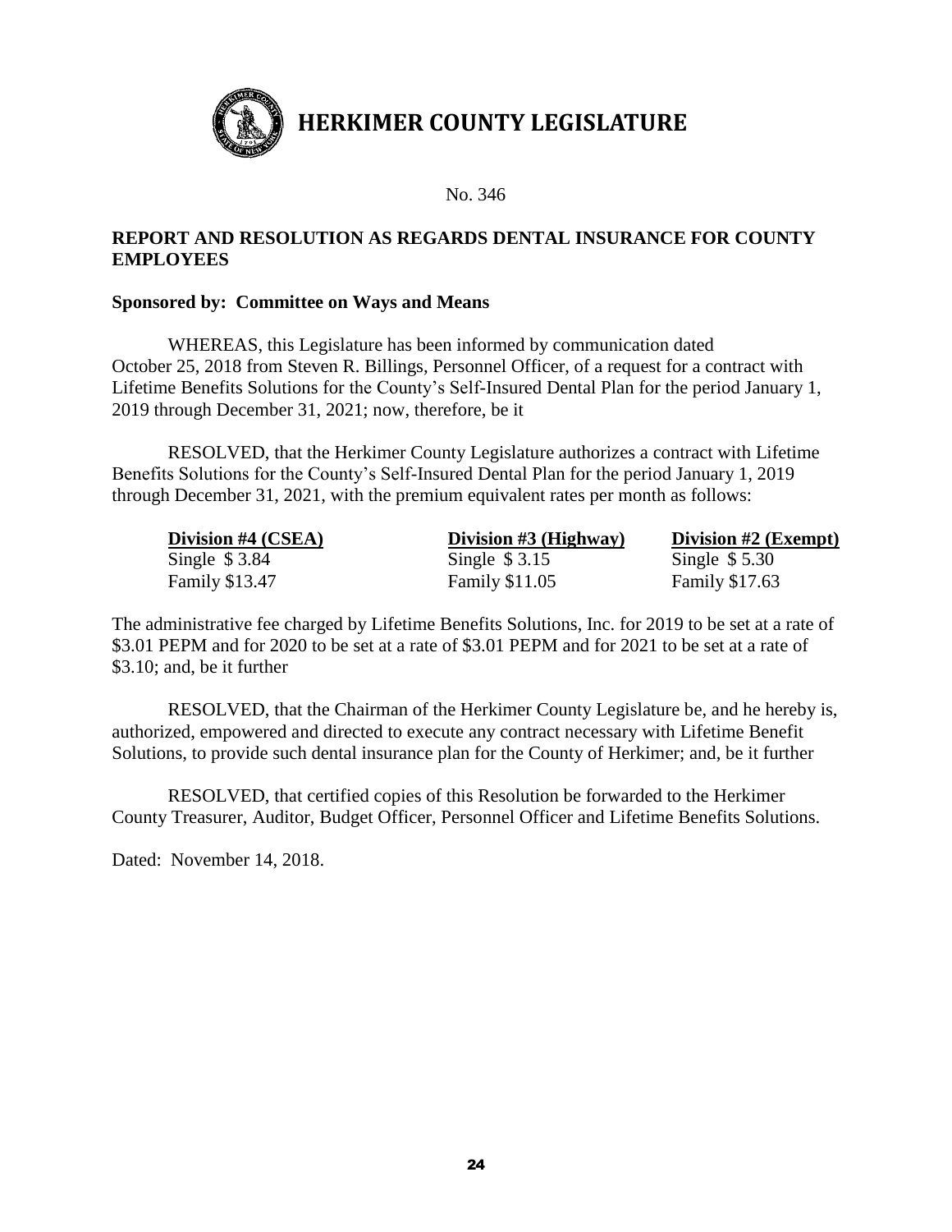# HERKIMER COUNTY LEGISLATURE

No. 346

**REPORT AND RESOLUTION AS REGARDS DENTAL INSURANCE FOR COUNTY EMPLOYEES**

**Sponsored by: Committee on Ways and Means**

WHEREAS, this Legislature has been informed by communication dated October 25, 2018 from Steven R. Billings, Personnel Officer, of a request for a contract with Lifetime Benefits Solutions for the County's Self-Insured Dental Plan for the period January 1, 2019 through December 31, 2021; now, therefore, be it

RESOLVED, that the Herkimer County Legislature authorizes a contract with Lifetime Benefits Solutions for the County's Self-Insured Dental Plan for the period January 1, 2019 through December 31, 2021, with the premium equivalent rates per month as follows:

| Division #4 (CSEA) | Division #3 (Highway) | Division #2 (Exempt) |
|---|---|---|
| Single $ 3.84 | Single $ 3.15 | Single $ 5.30 |
| Family $13.47 | Family $11.05 | Family $17.63 |

The administrative fee charged by Lifetime Benefits Solutions, Inc. for 2019 to be set at a rate of $3.01 PEPM and for 2020 to be set at a rate of $3.01 PEPM and for 2021 to be set at a rate of $3.10; and, be it further

RESOLVED, that the Chairman of the Herkimer County Legislature be, and he hereby is, authorized, empowered and directed to execute any contract necessary with Lifetime Benefit Solutions, to provide such dental insurance plan for the County of Herkimer; and, be it further

RESOLVED, that certified copies of this Resolution be forwarded to the Herkimer County Treasurer, Auditor, Budget Officer, Personnel Officer and Lifetime Benefits Solutions.

Dated: November 14, 2018.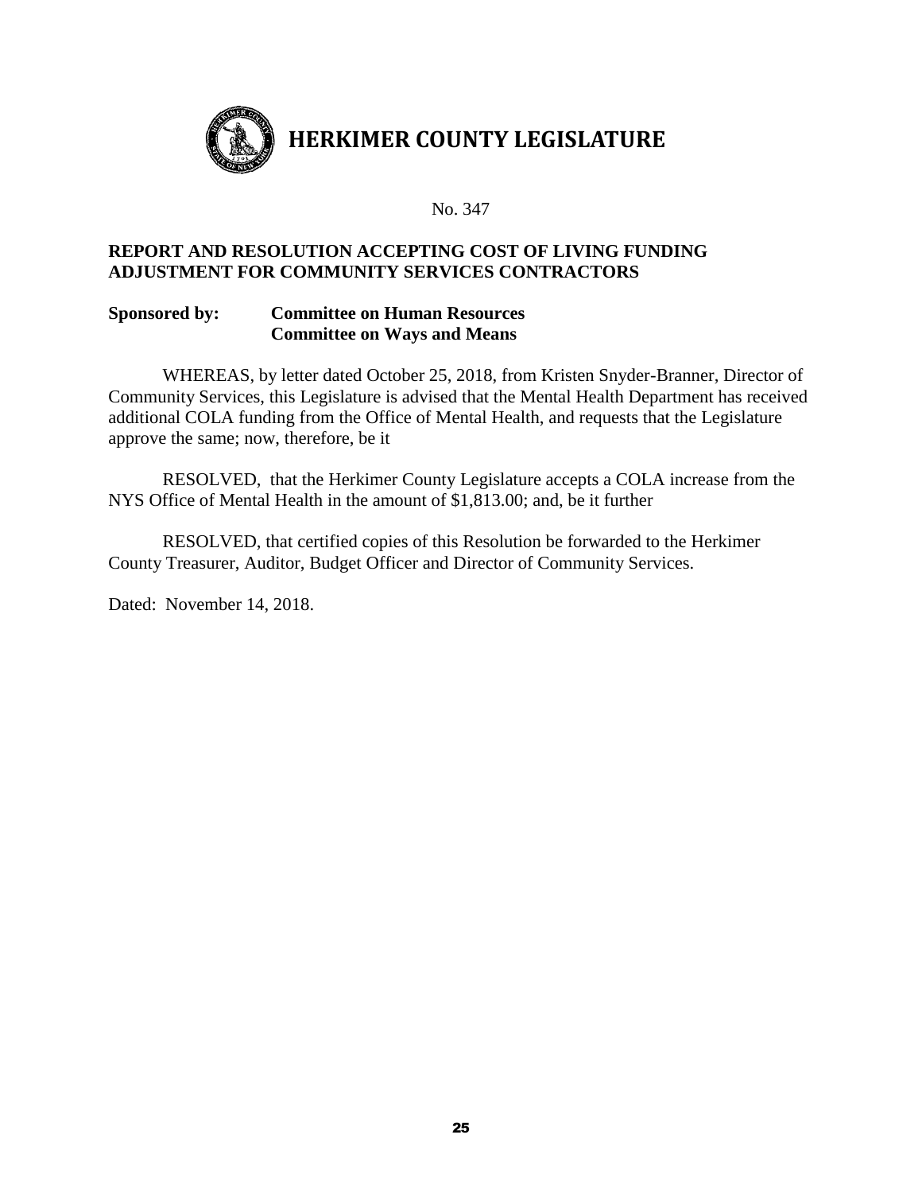# HERKIMER COUNTY LEGISLATURE

No. 347

**REPORT AND RESOLUTION ACCEPTING COST OF LIVING FUNDING ADJUSTMENT FOR COMMUNITY SERVICES CONTRACTORS**

**Sponsored by: Committee on Human Resources**
**Committee on Ways and Means**

WHEREAS, by letter dated October 25, 2018, from Kristen Snyder-Branner, Director of Community Services, this Legislature is advised that the Mental Health Department has received additional COLA funding from the Office of Mental Health, and requests that the Legislature approve the same; now, therefore, be it

RESOLVED, that the Herkimer County Legislature accepts a COLA increase from the NYS Office of Mental Health in the amount of $1,813.00; and, be it further

RESOLVED, that certified copies of this Resolution be forwarded to the Herkimer County Treasurer, Auditor, Budget Officer and Director of Community Services.

Dated: November 14, 2018.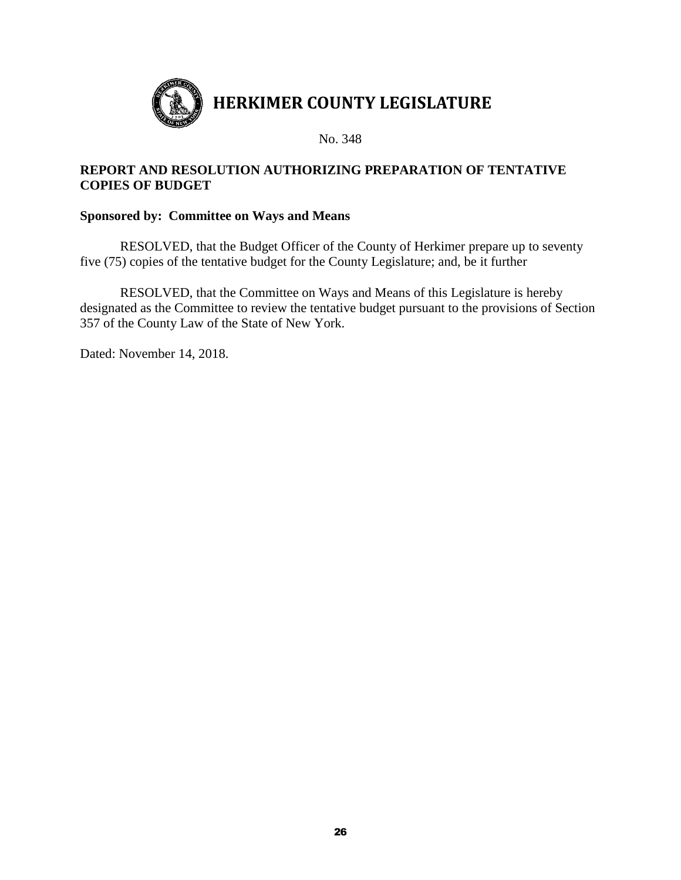# HERKIMER COUNTY LEGISLATURE

No. 348

**REPORT AND RESOLUTION AUTHORIZING PREPARATION OF TENTATIVE COPIES OF BUDGET**

**Sponsored by: Committee on Ways and Means**

RESOLVED, that the Budget Officer of the County of Herkimer prepare up to seventy five (75) copies of the tentative budget for the County Legislature; and, be it further

RESOLVED, that the Committee on Ways and Means of this Legislature is hereby designated as the Committee to review the tentative budget pursuant to the provisions of Section 357 of the County Law of the State of New York.

Dated: November 14, 2018.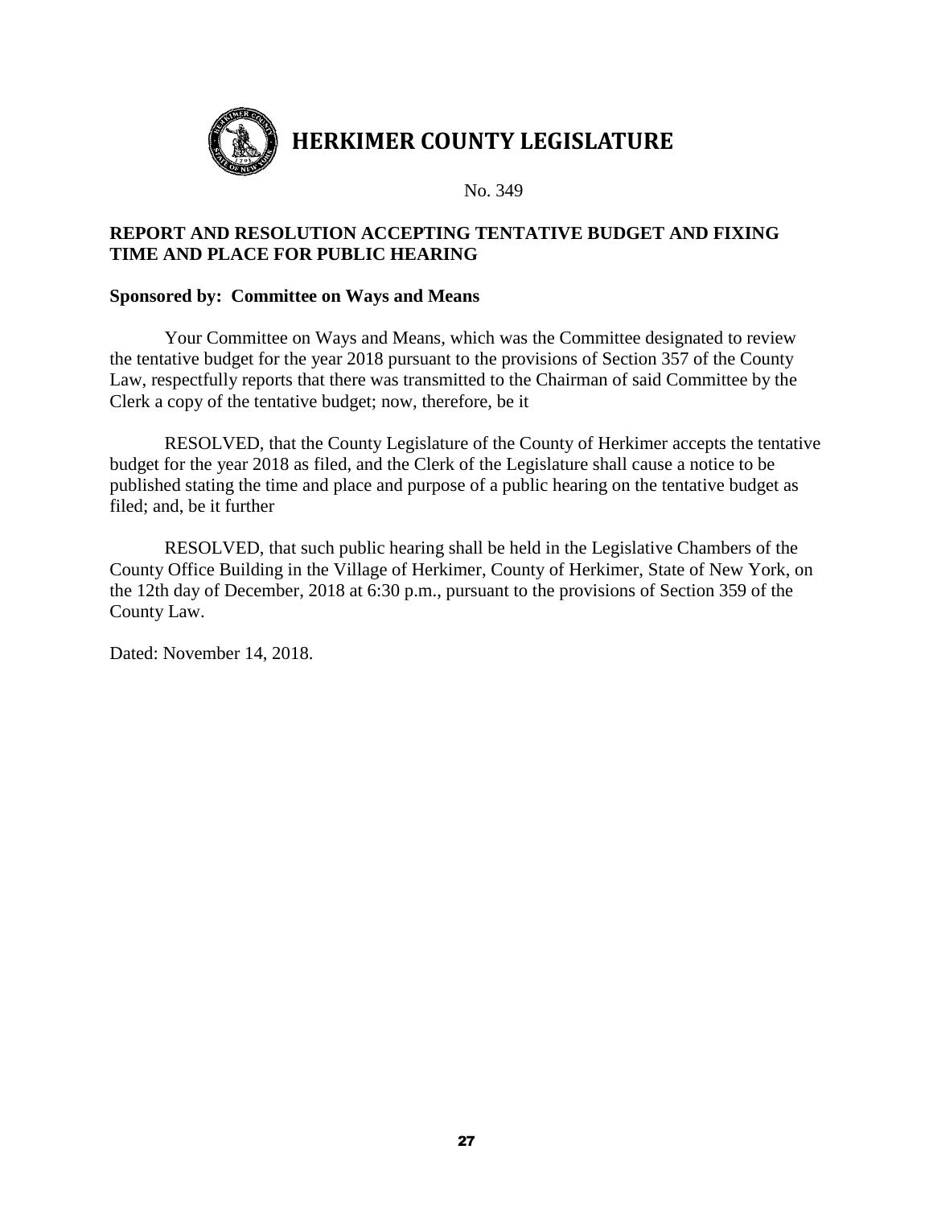# HERKIMER COUNTY LEGISLATURE

No. 349

**REPORT AND RESOLUTION ACCEPTING TENTATIVE BUDGET AND FIXING TIME AND PLACE FOR PUBLIC HEARING**

**Sponsored by: Committee on Ways and Means**

Your Committee on Ways and Means, which was the Committee designated to review the tentative budget for the year 2018 pursuant to the provisions of Section 357 of the County Law, respectfully reports that there was transmitted to the Chairman of said Committee by the Clerk a copy of the tentative budget; now, therefore, be it

RESOLVED, that the County Legislature of the County of Herkimer accepts the tentative budget for the year 2018 as filed, and the Clerk of the Legislature shall cause a notice to be published stating the time and place and purpose of a public hearing on the tentative budget as filed; and, be it further

RESOLVED, that such public hearing shall be held in the Legislative Chambers of the County Office Building in the Village of Herkimer, County of Herkimer, State of New York, on the 12th day of December, 2018 at 6:30 p.m., pursuant to the provisions of Section 359 of the County Law.

Dated: November 14, 2018.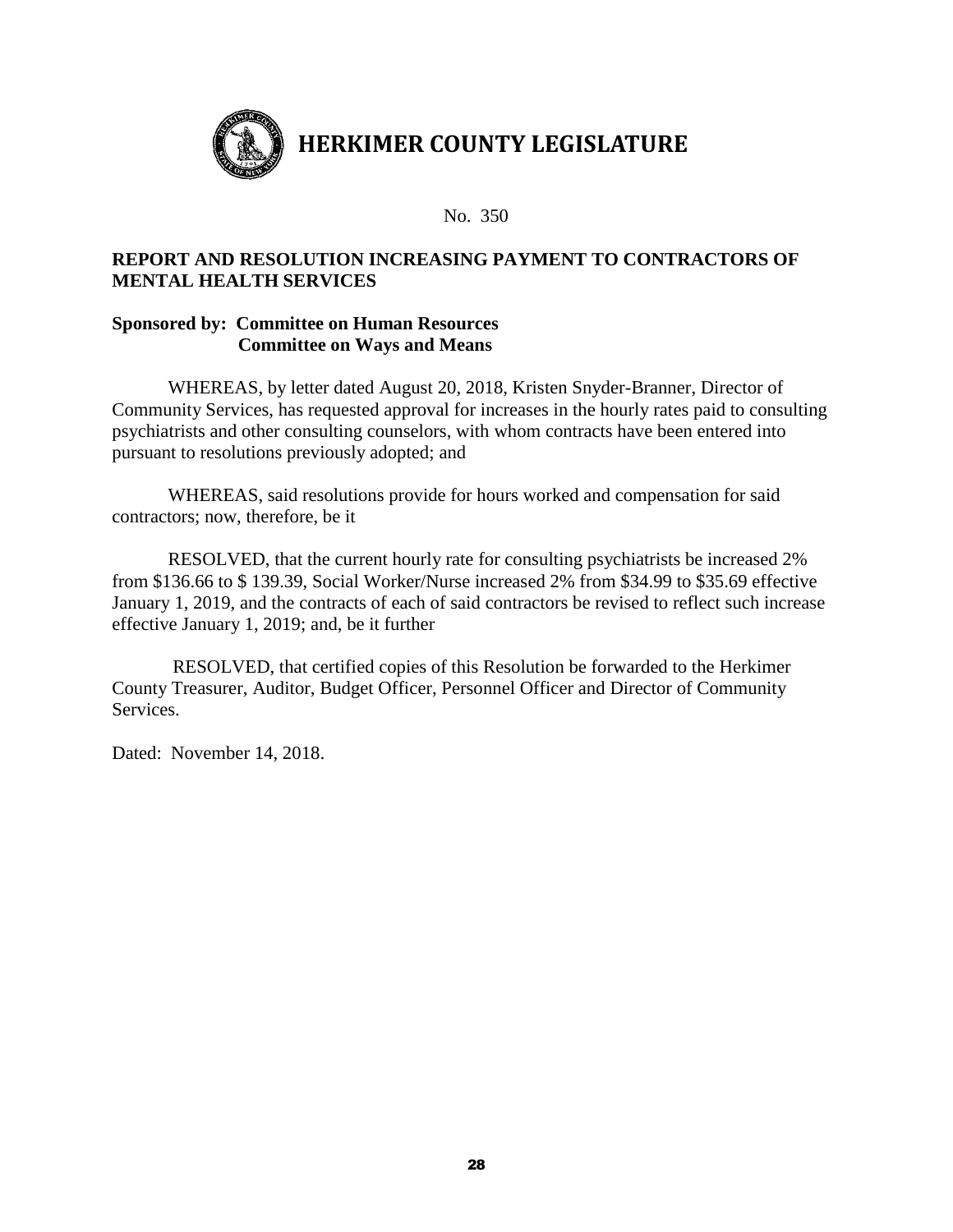# HERKIMER COUNTY LEGISLATURE

No. 350

**REPORT AND RESOLUTION INCREASING PAYMENT TO CONTRACTORS OF MENTAL HEALTH SERVICES**

**Sponsored by: Committee on Human Resources**
**Committee on Ways and Means**

WHEREAS, by letter dated August 20, 2018, Kristen Snyder-Branner, Director of Community Services, has requested approval for increases in the hourly rates paid to consulting psychiatrists and other consulting counselors, with whom contracts have been entered into pursuant to resolutions previously adopted; and

WHEREAS, said resolutions provide for hours worked and compensation for said contractors; now, therefore, be it

RESOLVED, that the current hourly rate for consulting psychiatrists be increased 2% from $136.66 to $ 139.39, Social Worker/Nurse increased 2% from $34.99 to $35.69 effective January 1, 2019, and the contracts of each of said contractors be revised to reflect such increase effective January 1, 2019; and, be it further

RESOLVED, that certified copies of this Resolution be forwarded to the Herkimer County Treasurer, Auditor, Budget Officer, Personnel Officer and Director of Community Services.

Dated: November 14, 2018.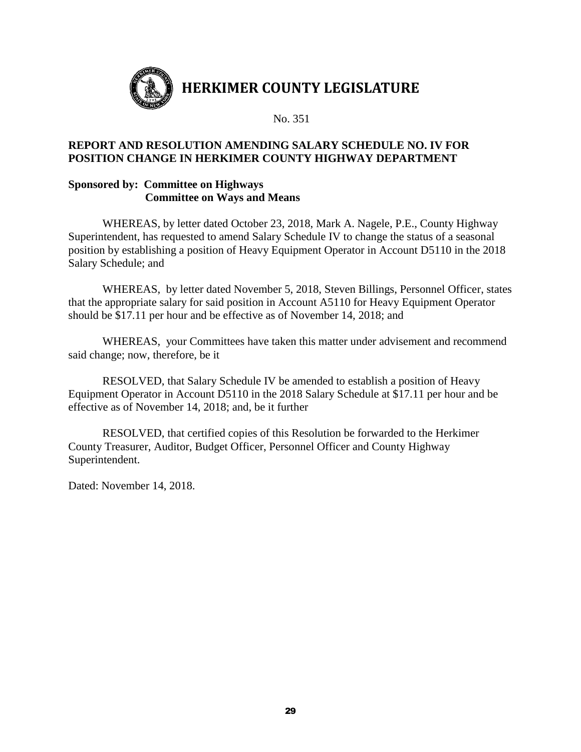# HERKIMER COUNTY LEGISLATURE

No. 351

**REPORT AND RESOLUTION AMENDING SALARY SCHEDULE NO. IV FOR POSITION CHANGE IN HERKIMER COUNTY HIGHWAY DEPARTMENT**

**Sponsored by: Committee on Highways**
**Committee on Ways and Means**

WHEREAS, by letter dated October 23, 2018, Mark A. Nagele, P.E., County Highway Superintendent, has requested to amend Salary Schedule IV to change the status of a seasonal position by establishing a position of Heavy Equipment Operator in Account D5110 in the 2018 Salary Schedule; and

WHEREAS, by letter dated November 5, 2018, Steven Billings, Personnel Officer, states that the appropriate salary for said position in Account A5110 for Heavy Equipment Operator should be $17.11 per hour and be effective as of November 14, 2018; and

WHEREAS, your Committees have taken this matter under advisement and recommend said change; now, therefore, be it

RESOLVED, that Salary Schedule IV be amended to establish a position of Heavy Equipment Operator in Account D5110 in the 2018 Salary Schedule at $17.11 per hour and be effective as of November 14, 2018; and, be it further

RESOLVED, that certified copies of this Resolution be forwarded to the Herkimer County Treasurer, Auditor, Budget Officer, Personnel Officer and County Highway Superintendent.

Dated: November 14, 2018.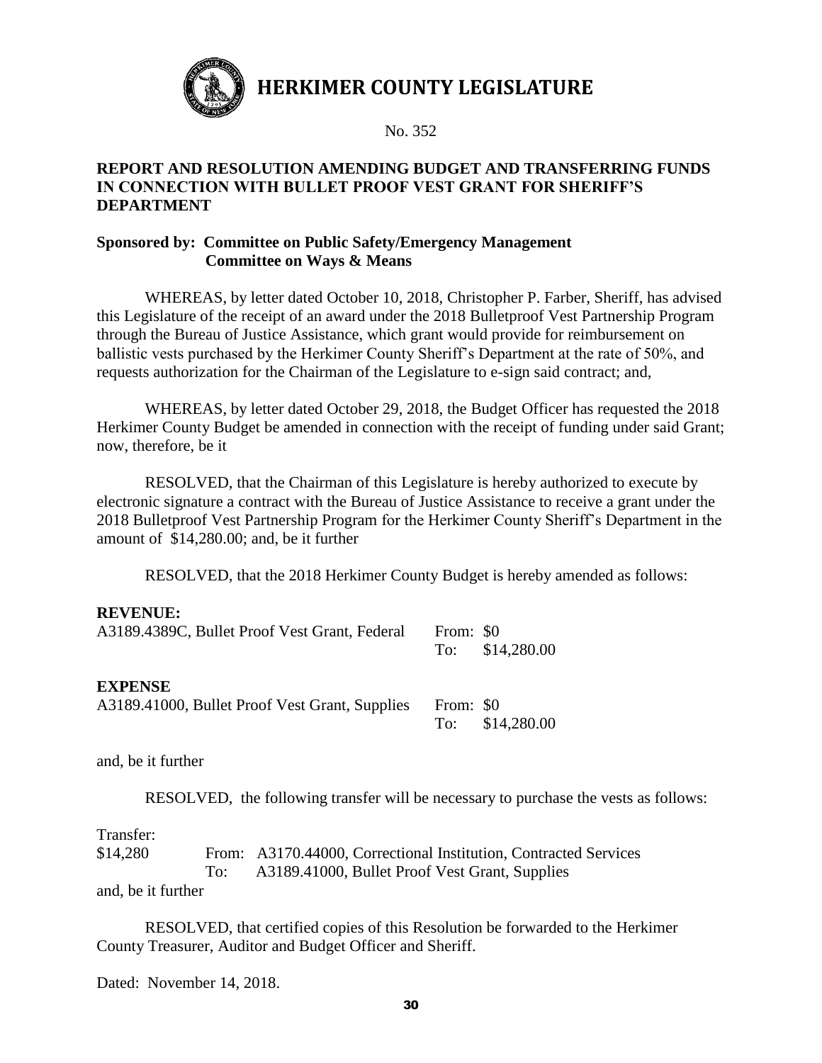# HERKIMER COUNTY LEGISLATURE

No. 352

## REPORT AND RESOLUTION AMENDING BUDGET AND TRANSFERRING FUNDS IN CONNECTION WITH BULLET PROOF VEST GRANT FOR SHERIFF'S DEPARTMENT

**Sponsored by: Committee on Public Safety/Emergency Management**
**Committee on Ways & Means**

WHEREAS, by letter dated October 10, 2018, Christopher P. Farber, Sheriff, has advised this Legislature of the receipt of an award under the 2018 Bulletproof Vest Partnership Program through the Bureau of Justice Assistance, which grant would provide for reimbursement on ballistic vests purchased by the Herkimer County Sheriff's Department at the rate of 50%, and requests authorization for the Chairman of the Legislature to e-sign said contract; and,

WHEREAS, by letter dated October 29, 2018, the Budget Officer has requested the 2018 Herkimer County Budget be amended in connection with the receipt of funding under said Grant; now, therefore, be it

RESOLVED, that the Chairman of this Legislature is hereby authorized to execute by electronic signature a contract with the Bureau of Justice Assistance to receive a grant under the 2018 Bulletproof Vest Partnership Program for the Herkimer County Sheriff's Department in the amount of $14,280.00; and, be it further

RESOLVED, that the 2018 Herkimer County Budget is hereby amended as follows:

**REVENUE:**

| | | |
|---|---|---|
| A3189.4389C, Bullet Proof Vest Grant, Federal | From: | $0 |
| | To: | $14,280.00 |

**EXPENSE**

| | | |
|---|---|---|
| A3189.41000, Bullet Proof Vest Grant, Supplies | From: | $0 |
| | To: | $14,280.00 |

and, be it further

RESOLVED, the following transfer will be necessary to purchase the vests as follows:

Transfer:

| | | |
|---|---|---|
| $14,280 | From: | A3170.44000, Correctional Institution, Contracted Services |
| | To: | A3189.41000, Bullet Proof Vest Grant, Supplies |

and, be it further

RESOLVED, that certified copies of this Resolution be forwarded to the Herkimer County Treasurer, Auditor and Budget Officer and Sheriff.

Dated: November 14, 2018.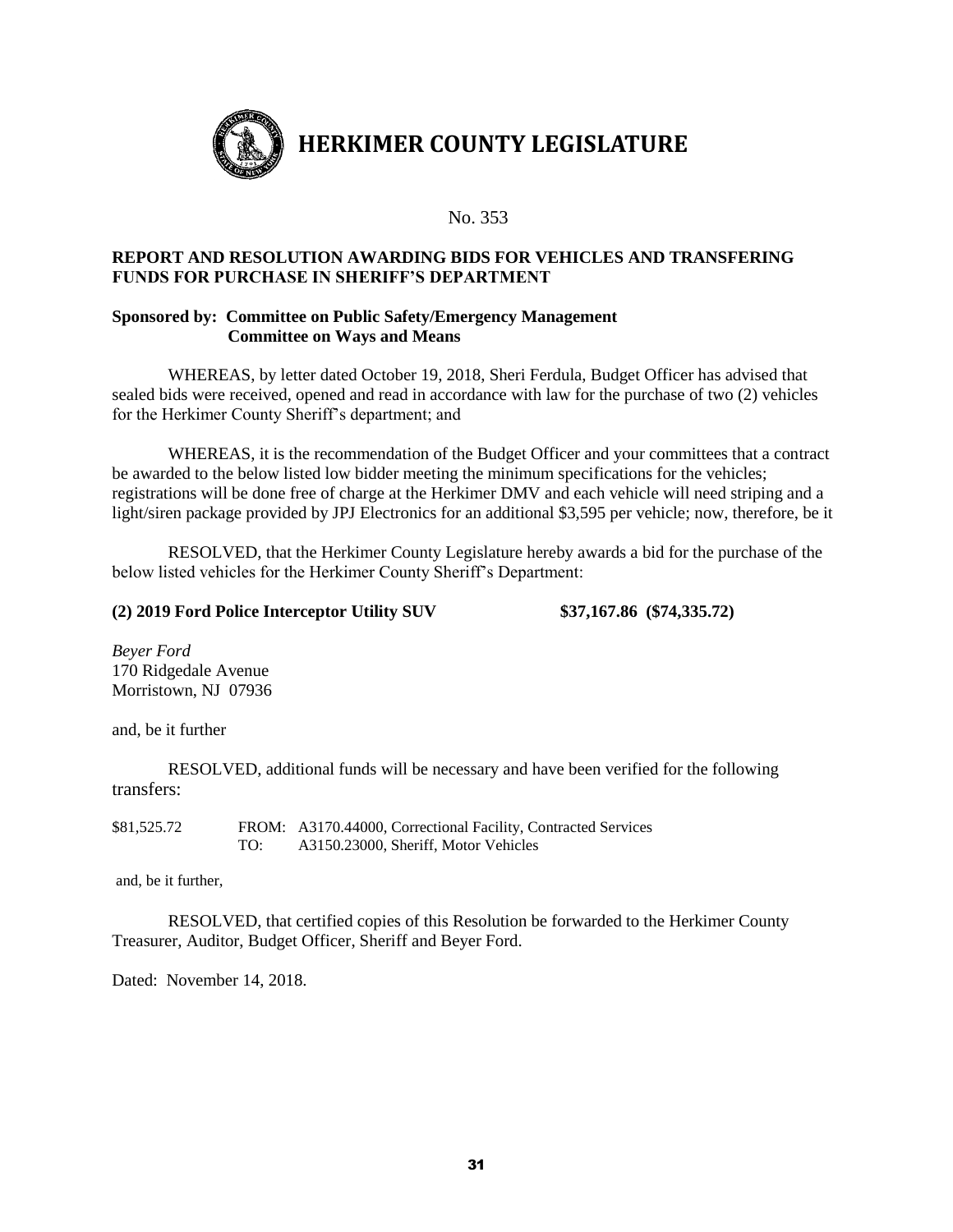# HERKIMER COUNTY LEGISLATURE

No. 353

**REPORT AND RESOLUTION AWARDING BIDS FOR VEHICLES AND TRANSFERING FUNDS FOR PURCHASE IN SHERIFF'S DEPARTMENT**

**Sponsored by: Committee on Public Safety/Emergency Management**
**Committee on Ways and Means**

WHEREAS, by letter dated October 19, 2018, Sheri Ferdula, Budget Officer has advised that sealed bids were received, opened and read in accordance with law for the purchase of two (2) vehicles for the Herkimer County Sheriff's department; and

WHEREAS, it is the recommendation of the Budget Officer and your committees that a contract be awarded to the below listed low bidder meeting the minimum specifications for the vehicles; registrations will be done free of charge at the Herkimer DMV and each vehicle will need striping and a light/siren package provided by JPJ Electronics for an additional $3,595 per vehicle; now, therefore, be it

RESOLVED, that the Herkimer County Legislature hereby awards a bid for the purchase of the below listed vehicles for the Herkimer County Sheriff's Department:

**(2) 2019 Ford Police Interceptor Utility SUV $37,167.86 ($74,335.72)**

*Beyer Ford*
170 Ridgedale Avenue
Morristown, NJ 07936

and, be it further

RESOLVED, additional funds will be necessary and have been verified for the following transfers:

| | | |
|---|---|---|
| $81,525.72 | FROM: | A3170.44000, Correctional Facility, Contracted Services |
| | TO: | A3150.23000, Sheriff, Motor Vehicles |

and, be it further,

RESOLVED, that certified copies of this Resolution be forwarded to the Herkimer County Treasurer, Auditor, Budget Officer, Sheriff and Beyer Ford.

Dated: November 14, 2018.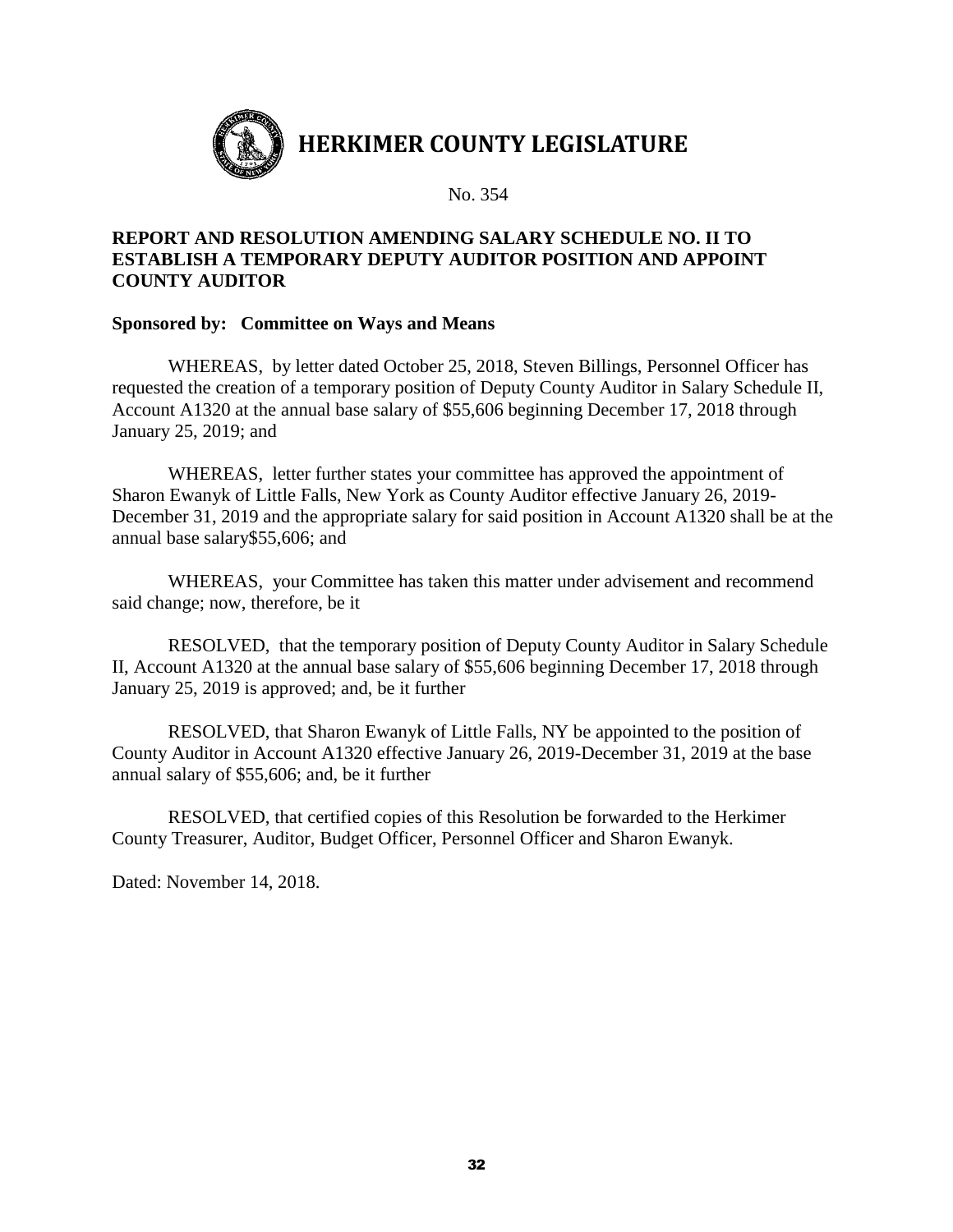# HERKIMER COUNTY LEGISLATURE

No. 354

**REPORT AND RESOLUTION AMENDING SALARY SCHEDULE NO. II TO ESTABLISH A TEMPORARY DEPUTY AUDITOR POSITION AND APPOINT COUNTY AUDITOR**

**Sponsored by: Committee on Ways and Means**

WHEREAS, by letter dated October 25, 2018, Steven Billings, Personnel Officer has requested the creation of a temporary position of Deputy County Auditor in Salary Schedule II, Account A1320 at the annual base salary of $55,606 beginning December 17, 2018 through January 25, 2019; and

WHEREAS, letter further states your committee has approved the appointment of Sharon Ewanyk of Little Falls, New York as County Auditor effective January 26, 2019-December 31, 2019 and the appropriate salary for said position in Account A1320 shall be at the annual base salary$55,606; and

WHEREAS, your Committee has taken this matter under advisement and recommend said change; now, therefore, be it

RESOLVED, that the temporary position of Deputy County Auditor in Salary Schedule II, Account A1320 at the annual base salary of $55,606 beginning December 17, 2018 through January 25, 2019 is approved; and, be it further

RESOLVED, that Sharon Ewanyk of Little Falls, NY be appointed to the position of County Auditor in Account A1320 effective January 26, 2019-December 31, 2019 at the base annual salary of $55,606; and, be it further

RESOLVED, that certified copies of this Resolution be forwarded to the Herkimer County Treasurer, Auditor, Budget Officer, Personnel Officer and Sharon Ewanyk.

Dated: November 14, 2018.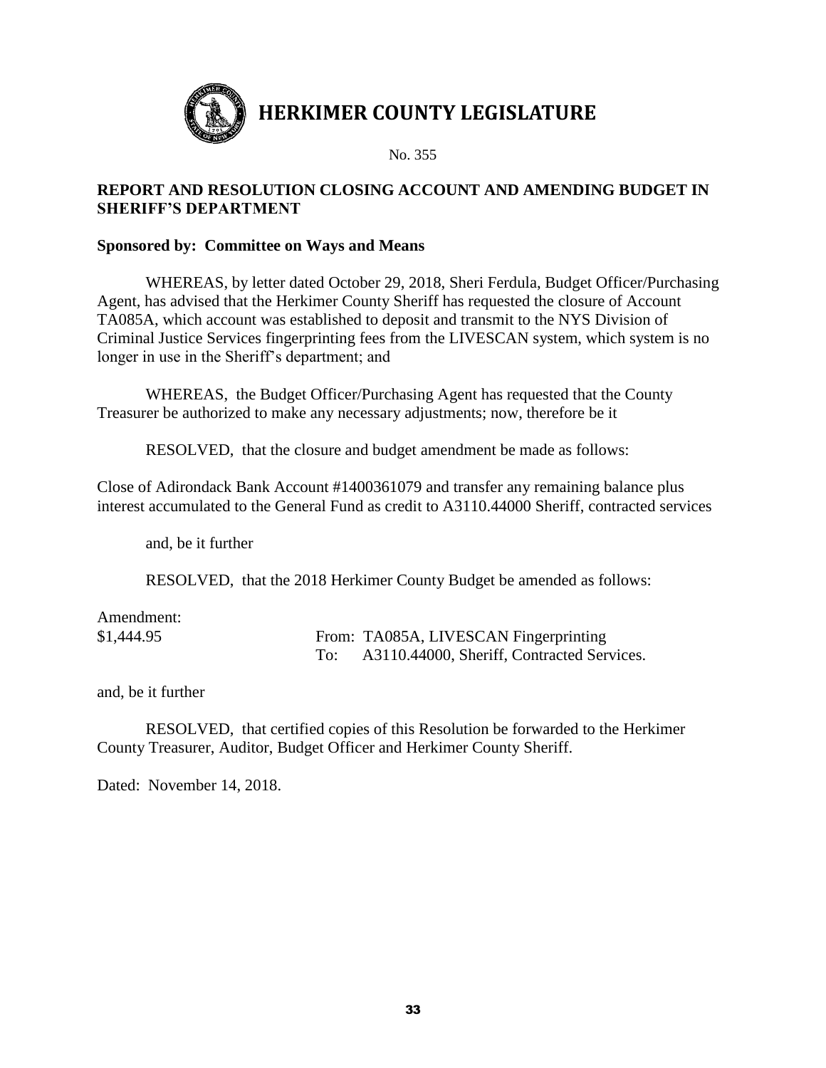# HERKIMER COUNTY LEGISLATURE

No. 355

## REPORT AND RESOLUTION CLOSING ACCOUNT AND AMENDING BUDGET IN SHERIFF'S DEPARTMENT

**Sponsored by: Committee on Ways and Means**

WHEREAS, by letter dated October 29, 2018, Sheri Ferdula, Budget Officer/Purchasing Agent, has advised that the Herkimer County Sheriff has requested the closure of Account TA085A, which account was established to deposit and transmit to the NYS Division of Criminal Justice Services fingerprinting fees from the LIVESCAN system, which system is no longer in use in the Sheriff's department; and

WHEREAS, the Budget Officer/Purchasing Agent has requested that the County Treasurer be authorized to make any necessary adjustments; now, therefore be it

RESOLVED, that the closure and budget amendment be made as follows:

Close of Adirondack Bank Account #1400361079 and transfer any remaining balance plus interest accumulated to the General Fund as credit to A3110.44000 Sheriff, contracted services

and, be it further

RESOLVED, that the 2018 Herkimer County Budget be amended as follows:

Amendment:

| | |
|---|---|
| $1,444.95 | From: TA085A, LIVESCAN Fingerprinting |
| | To: A3110.44000, Sheriff, Contracted Services. |

and, be it further

RESOLVED, that certified copies of this Resolution be forwarded to the Herkimer County Treasurer, Auditor, Budget Officer and Herkimer County Sheriff.

Dated: November 14, 2018.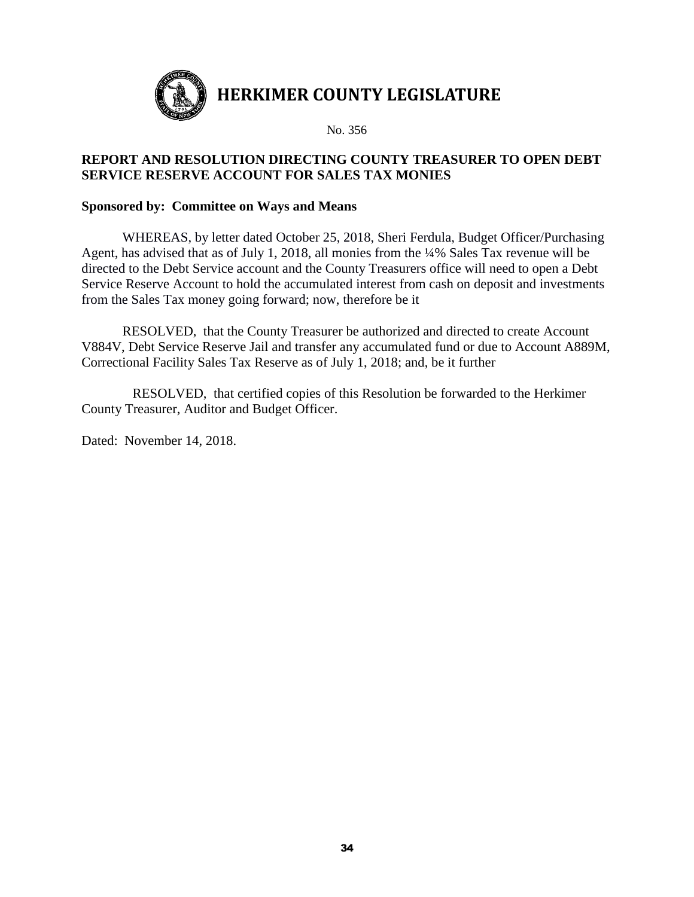# HERKIMER COUNTY LEGISLATURE

No. 356

**REPORT AND RESOLUTION DIRECTING COUNTY TREASURER TO OPEN DEBT SERVICE RESERVE ACCOUNT FOR SALES TAX MONIES**

**Sponsored by: Committee on Ways and Means**

WHEREAS, by letter dated October 25, 2018, Sheri Ferdula, Budget Officer/Purchasing Agent, has advised that as of July 1, 2018, all monies from the ¼% Sales Tax revenue will be directed to the Debt Service account and the County Treasurers office will need to open a Debt Service Reserve Account to hold the accumulated interest from cash on deposit and investments from the Sales Tax money going forward; now, therefore be it

RESOLVED, that the County Treasurer be authorized and directed to create Account V884V, Debt Service Reserve Jail and transfer any accumulated fund or due to Account A889M, Correctional Facility Sales Tax Reserve as of July 1, 2018; and, be it further

RESOLVED, that certified copies of this Resolution be forwarded to the Herkimer County Treasurer, Auditor and Budget Officer.

Dated: November 14, 2018.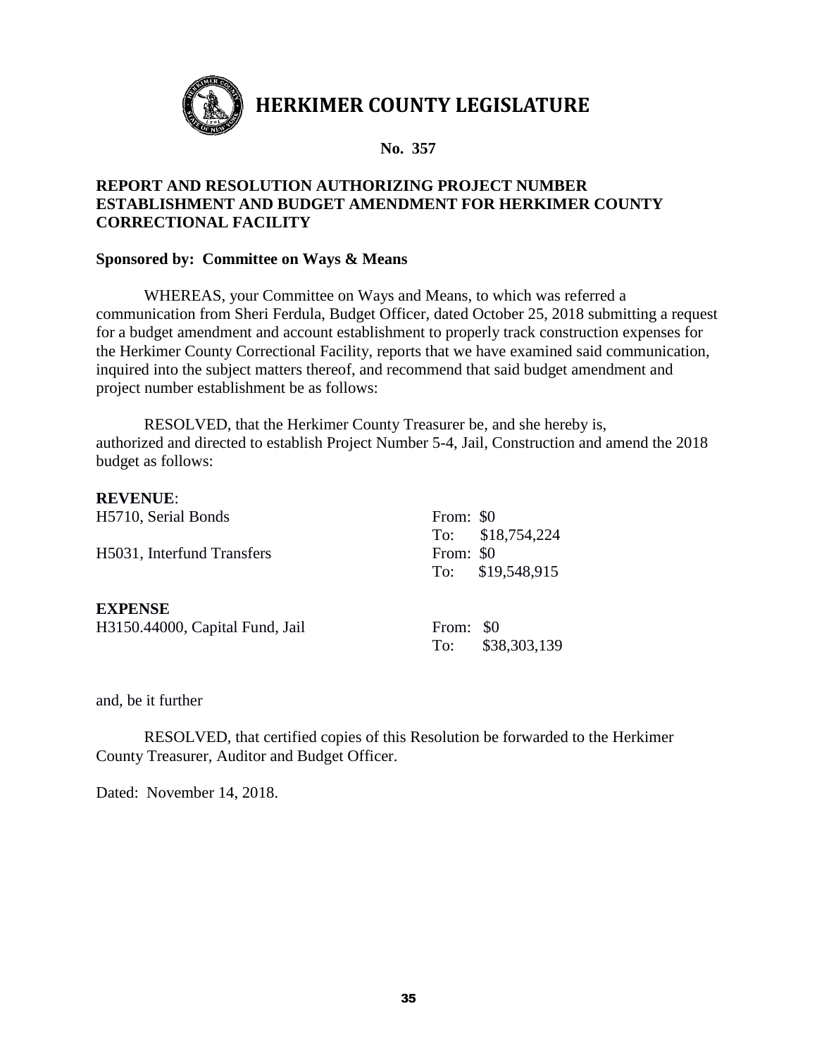# HERKIMER COUNTY LEGISLATURE

**No. 357**

## REPORT AND RESOLUTION AUTHORIZING PROJECT NUMBER ESTABLISHMENT AND BUDGET AMENDMENT FOR HERKIMER COUNTY CORRECTIONAL FACILITY

**Sponsored by: Committee on Ways & Means**

WHEREAS, your Committee on Ways and Means, to which was referred a communication from Sheri Ferdula, Budget Officer, dated October 25, 2018 submitting a request for a budget amendment and account establishment to properly track construction expenses for the Herkimer County Correctional Facility, reports that we have examined said communication, inquired into the subject matters thereof, and recommend that said budget amendment and project number establishment be as follows:

RESOLVED, that the Herkimer County Treasurer be, and she hereby is, authorized and directed to establish Project Number 5-4, Jail, Construction and amend the 2018 budget as follows:

**REVENUE**:

| | |
|---|---|
| H5710, Serial Bonds | From: $0 |
| | To: $18,754,224 |
| H5031, Interfund Transfers | From: $0 |
| | To: $19,548,915 |

**EXPENSE**

| | |
|---|---|
| H3150.44000, Capital Fund, Jail | From: $0 |
| | To: $38,303,139 |

and, be it further

RESOLVED, that certified copies of this Resolution be forwarded to the Herkimer County Treasurer, Auditor and Budget Officer.

Dated: November 14, 2018.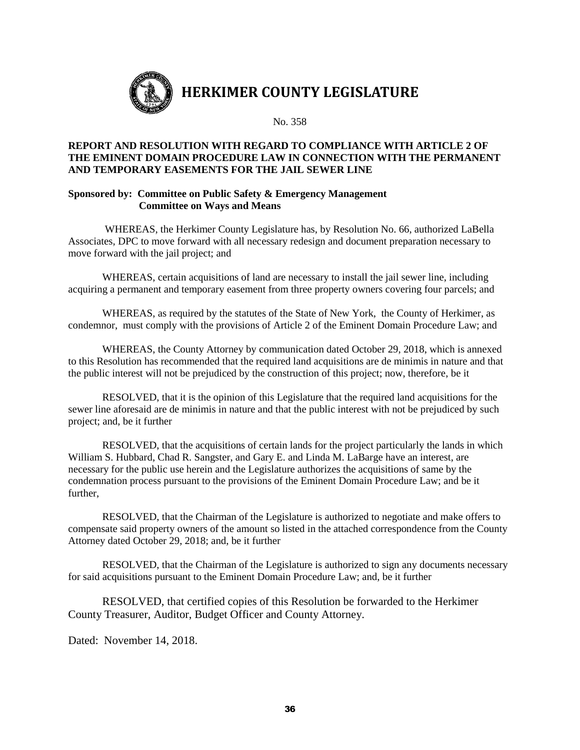# HERKIMER COUNTY LEGISLATURE

No. 358

**REPORT AND RESOLUTION WITH REGARD TO COMPLIANCE WITH ARTICLE 2 OF THE EMINENT DOMAIN PROCEDURE LAW IN CONNECTION WITH THE PERMANENT AND TEMPORARY EASEMENTS FOR THE JAIL SEWER LINE**

**Sponsored by: Committee on Public Safety & Emergency Management**
**Committee on Ways and Means**

WHEREAS, the Herkimer County Legislature has, by Resolution No. 66, authorized LaBella Associates, DPC to move forward with all necessary redesign and document preparation necessary to move forward with the jail project; and

WHEREAS, certain acquisitions of land are necessary to install the jail sewer line, including acquiring a permanent and temporary easement from three property owners covering four parcels; and

WHEREAS, as required by the statutes of the State of New York, the County of Herkimer, as condemnor, must comply with the provisions of Article 2 of the Eminent Domain Procedure Law; and

WHEREAS, the County Attorney by communication dated October 29, 2018, which is annexed to this Resolution has recommended that the required land acquisitions are de minimis in nature and that the public interest will not be prejudiced by the construction of this project; now, therefore, be it

RESOLVED, that it is the opinion of this Legislature that the required land acquisitions for the sewer line aforesaid are de minimis in nature and that the public interest with not be prejudiced by such project; and, be it further

RESOLVED, that the acquisitions of certain lands for the project particularly the lands in which William S. Hubbard, Chad R. Sangster, and Gary E. and Linda M. LaBarge have an interest, are necessary for the public use herein and the Legislature authorizes the acquisitions of same by the condemnation process pursuant to the provisions of the Eminent Domain Procedure Law; and be it further,

RESOLVED, that the Chairman of the Legislature is authorized to negotiate and make offers to compensate said property owners of the amount so listed in the attached correspondence from the County Attorney dated October 29, 2018; and, be it further

RESOLVED, that the Chairman of the Legislature is authorized to sign any documents necessary for said acquisitions pursuant to the Eminent Domain Procedure Law; and, be it further

RESOLVED, that certified copies of this Resolution be forwarded to the Herkimer County Treasurer, Auditor, Budget Officer and County Attorney.

Dated: November 14, 2018.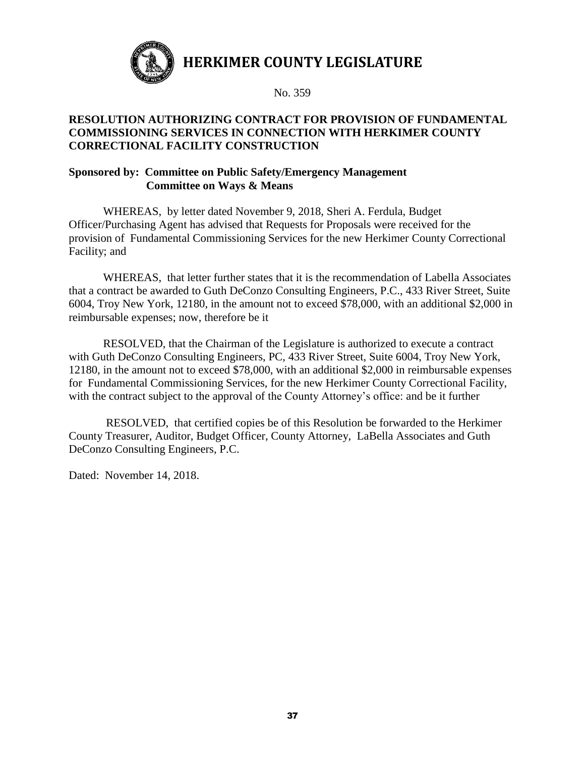# HERKIMER COUNTY LEGISLATURE

No. 359

**RESOLUTION AUTHORIZING CONTRACT FOR PROVISION OF FUNDAMENTAL COMMISSIONING SERVICES IN CONNECTION WITH HERKIMER COUNTY CORRECTIONAL FACILITY CONSTRUCTION**

**Sponsored by: Committee on Public Safety/Emergency Management**
**Committee on Ways & Means**

WHEREAS, by letter dated November 9, 2018, Sheri A. Ferdula, Budget Officer/Purchasing Agent has advised that Requests for Proposals were received for the provision of Fundamental Commissioning Services for the new Herkimer County Correctional Facility; and

WHEREAS, that letter further states that it is the recommendation of Labella Associates that a contract be awarded to Guth DeConzo Consulting Engineers, P.C., 433 River Street, Suite 6004, Troy New York, 12180, in the amount not to exceed $78,000, with an additional $2,000 in reimbursable expenses; now, therefore be it

RESOLVED, that the Chairman of the Legislature is authorized to execute a contract with Guth DeConzo Consulting Engineers, PC, 433 River Street, Suite 6004, Troy New York, 12180, in the amount not to exceed $78,000, with an additional $2,000 in reimbursable expenses for Fundamental Commissioning Services, for the new Herkimer County Correctional Facility, with the contract subject to the approval of the County Attorney's office: and be it further

RESOLVED, that certified copies be of this Resolution be forwarded to the Herkimer County Treasurer, Auditor, Budget Officer, County Attorney, LaBella Associates and Guth DeConzo Consulting Engineers, P.C.

Dated: November 14, 2018.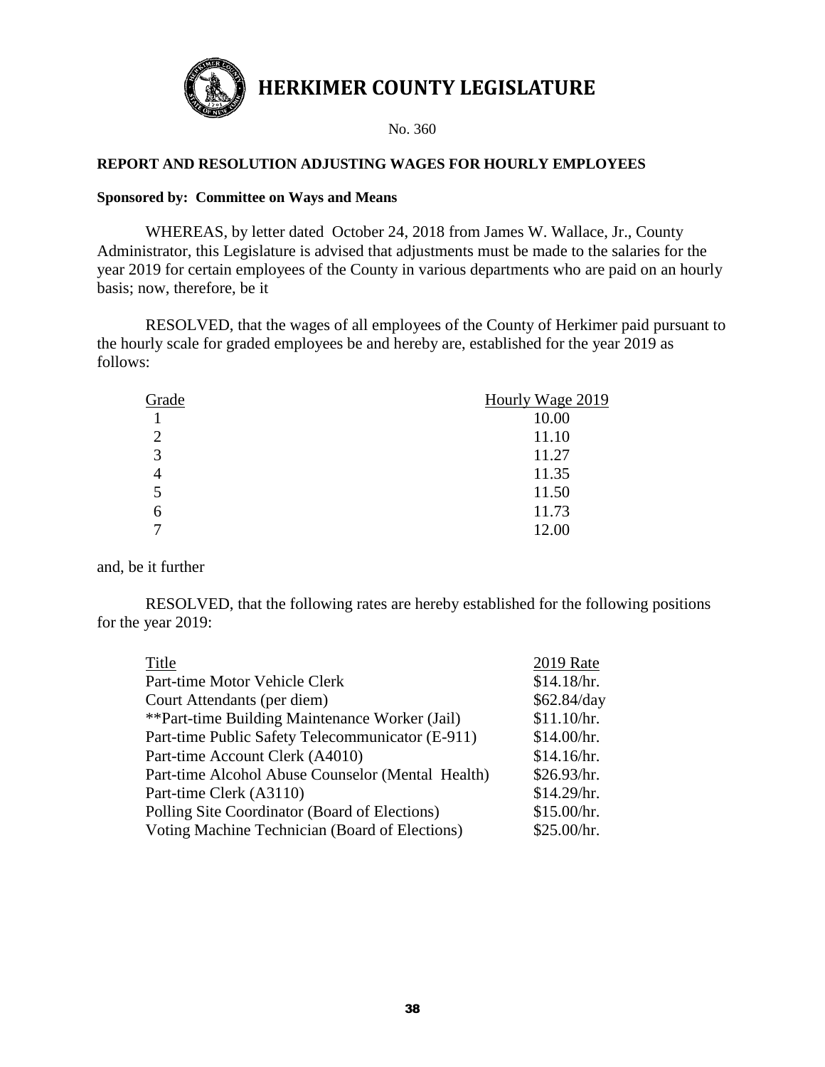# HERKIMER COUNTY LEGISLATURE

No. 360

**REPORT AND RESOLUTION ADJUSTING WAGES FOR HOURLY EMPLOYEES**

**Sponsored by: Committee on Ways and Means**

WHEREAS, by letter dated October 24, 2018 from James W. Wallace, Jr., County Administrator, this Legislature is advised that adjustments must be made to the salaries for the year 2019 for certain employees of the County in various departments who are paid on an hourly basis; now, therefore, be it

RESOLVED, that the wages of all employees of the County of Herkimer paid pursuant to the hourly scale for graded employees be and hereby are, established for the year 2019 as follows:

| Grade | Hourly Wage 2019 |
|---|---|
| 1 | 10.00 |
| 2 | 11.10 |
| 3 | 11.27 |
| 4 | 11.35 |
| 5 | 11.50 |
| 6 | 11.73 |
| 7 | 12.00 |

and, be it further

RESOLVED, that the following rates are hereby established for the following positions for the year 2019:

| Title | 2019 Rate |
|---|---|
| Part-time Motor Vehicle Clerk | $14.18/hr. |
| Court Attendants (per diem) | $62.84/day |
| **Part-time Building Maintenance Worker (Jail) | $11.10/hr. |
| Part-time Public Safety Telecommunicator (E-911) | $14.00/hr. |
| Part-time Account Clerk (A4010) | $14.16/hr. |
| Part-time Alcohol Abuse Counselor (Mental Health) | $26.93/hr. |
| Part-time Clerk (A3110) | $14.29/hr. |
| Polling Site Coordinator (Board of Elections) | $15.00/hr. |
| Voting Machine Technician (Board of Elections) | $25.00/hr. |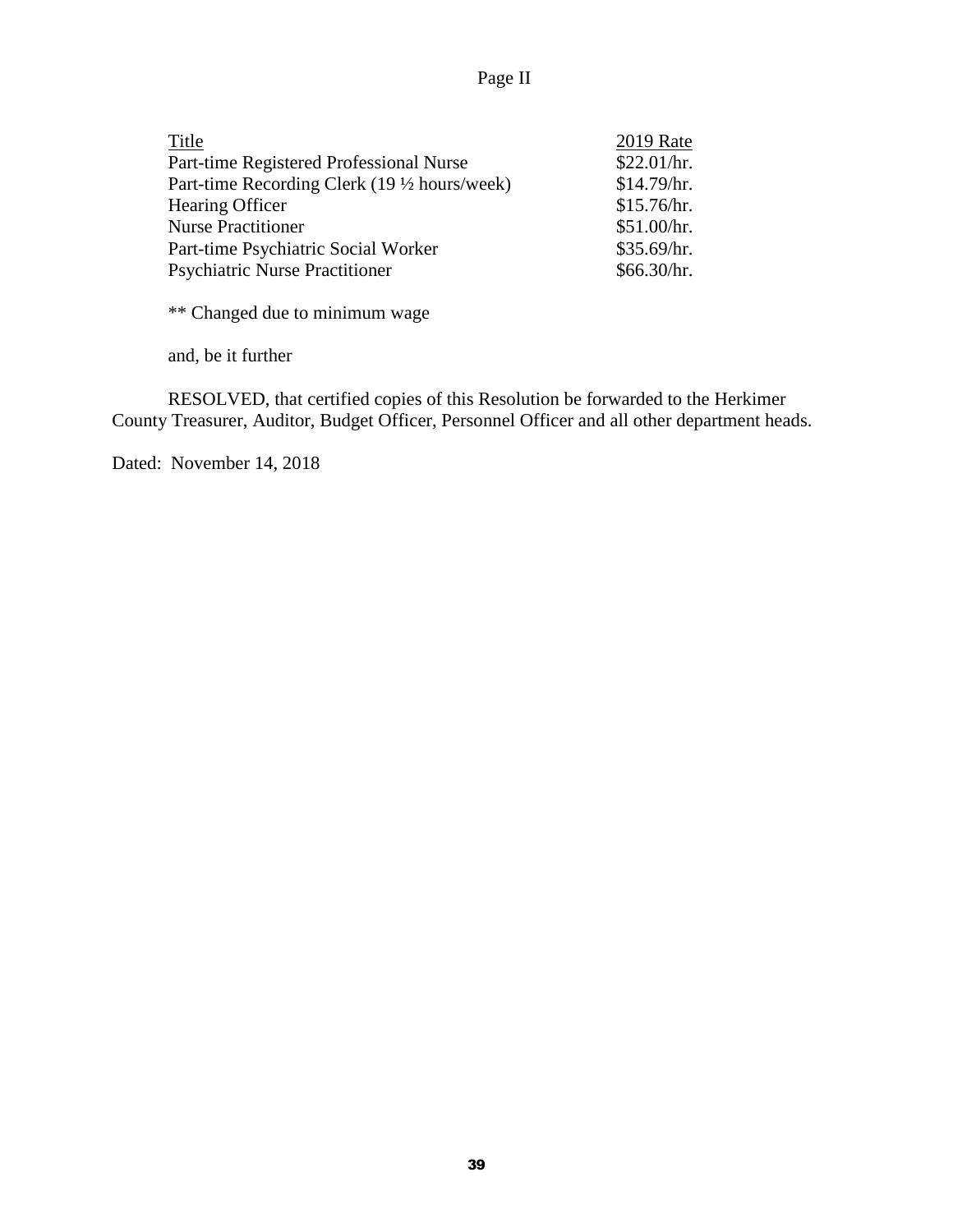Page II

| Title | 2019 Rate |
| --- | --- |
| Part-time Registered Professional Nurse | $22.01/hr. |
| Part-time Recording Clerk (19 ½ hours/week) | $14.79/hr. |
| Hearing Officer | $15.76/hr. |
| Nurse Practitioner | $51.00/hr. |
| Part-time Psychiatric Social Worker | $35.69/hr. |
| Psychiatric Nurse Practitioner | $66.30/hr. |

** Changed due to minimum wage

and, be it further

RESOLVED, that certified copies of this Resolution be forwarded to the Herkimer County Treasurer, Auditor, Budget Officer, Personnel Officer and all other department heads.

Dated: November 14, 2018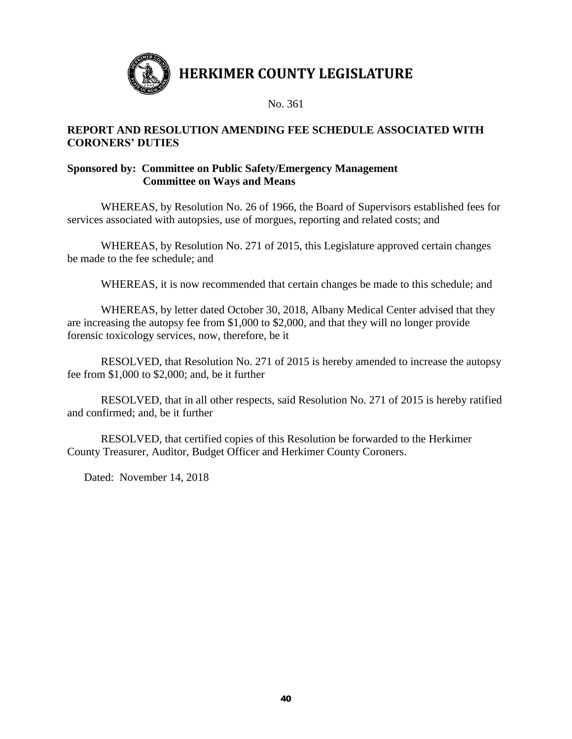# HERKIMER COUNTY LEGISLATURE

No. 361

## REPORT AND RESOLUTION AMENDING FEE SCHEDULE ASSOCIATED WITH CORONERS' DUTIES

**Sponsored by: Committee on Public Safety/Emergency Management**
**Committee on Ways and Means**

WHEREAS, by Resolution No. 26 of 1966, the Board of Supervisors established fees for services associated with autopsies, use of morgues, reporting and related costs; and

WHEREAS, by Resolution No. 271 of 2015, this Legislature approved certain changes be made to the fee schedule; and

WHEREAS, it is now recommended that certain changes be made to this schedule; and

WHEREAS, by letter dated October 30, 2018, Albany Medical Center advised that they are increasing the autopsy fee from $1,000 to $2,000, and that they will no longer provide forensic toxicology services, now, therefore, be it

RESOLVED, that Resolution No. 271 of 2015 is hereby amended to increase the autopsy fee from $1,000 to $2,000; and, be it further

RESOLVED, that in all other respects, said Resolution No. 271 of 2015 is hereby ratified and confirmed; and, be it further

RESOLVED, that certified copies of this Resolution be forwarded to the Herkimer County Treasurer, Auditor, Budget Officer and Herkimer County Coroners.

Dated: November 14, 2018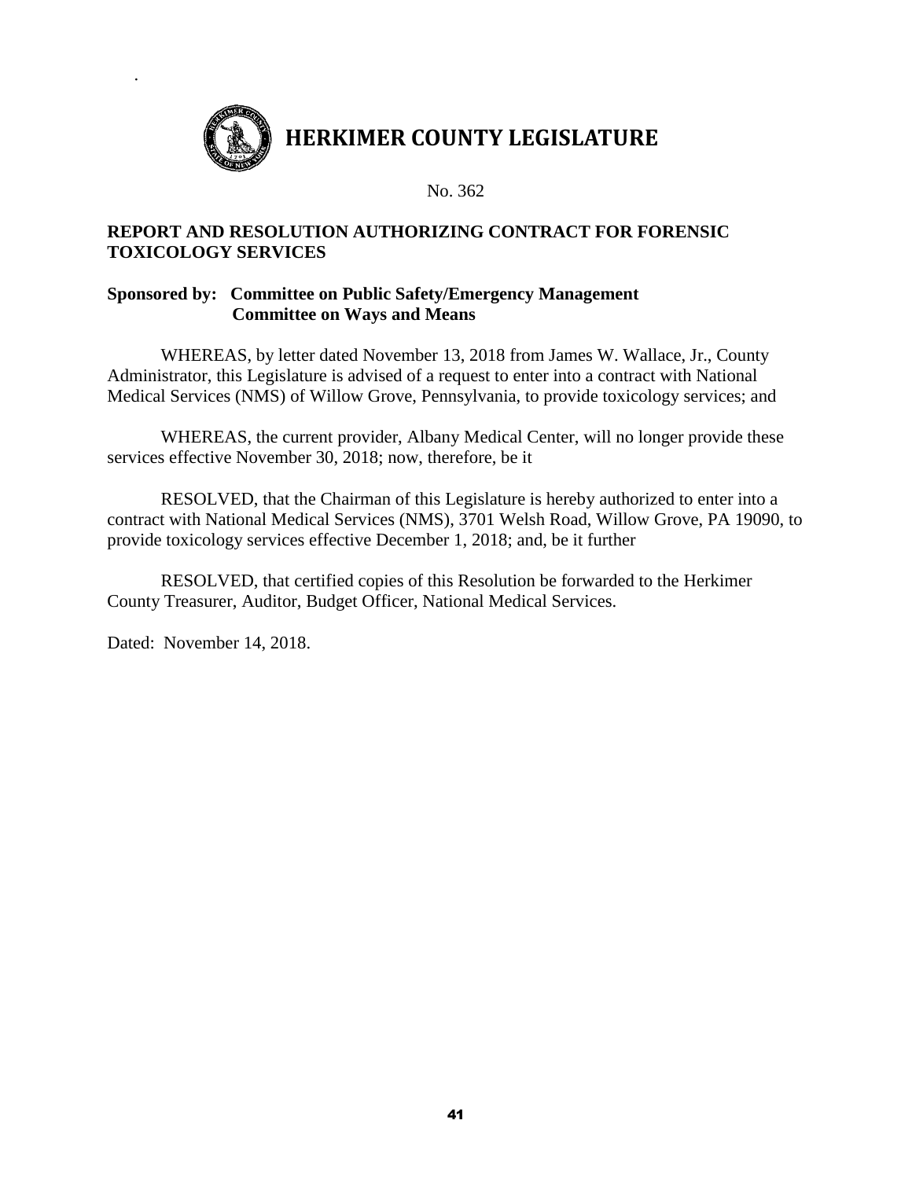# HERKIMER COUNTY LEGISLATURE

No. 362

**REPORT AND RESOLUTION AUTHORIZING CONTRACT FOR FORENSIC TOXICOLOGY SERVICES**

**Sponsored by: Committee on Public Safety/Emergency Management**
**Committee on Ways and Means**

WHEREAS, by letter dated November 13, 2018 from James W. Wallace, Jr., County Administrator, this Legislature is advised of a request to enter into a contract with National Medical Services (NMS) of Willow Grove, Pennsylvania, to provide toxicology services; and

WHEREAS, the current provider, Albany Medical Center, will no longer provide these services effective November 30, 2018; now, therefore, be it

RESOLVED, that the Chairman of this Legislature is hereby authorized to enter into a contract with National Medical Services (NMS), 3701 Welsh Road, Willow Grove, PA 19090, to provide toxicology services effective December 1, 2018; and, be it further

RESOLVED, that certified copies of this Resolution be forwarded to the Herkimer County Treasurer, Auditor, Budget Officer, National Medical Services.

Dated: November 14, 2018.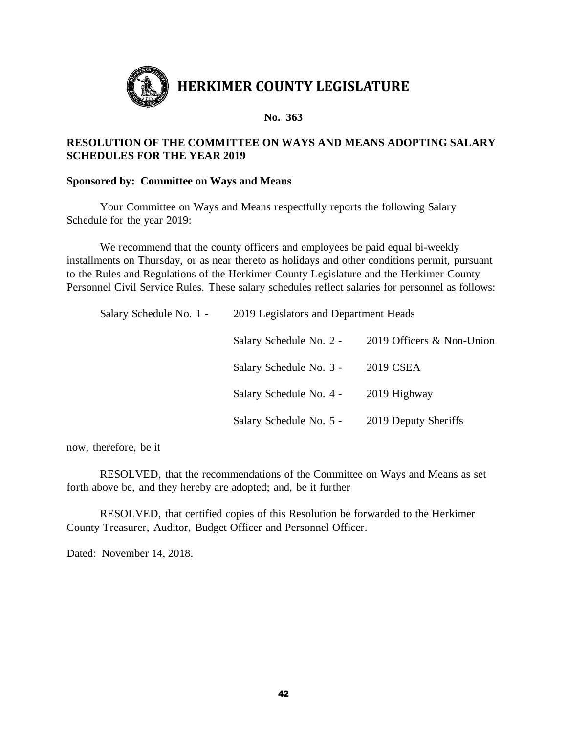# HERKIMER COUNTY LEGISLATURE

**No. 363**

**RESOLUTION OF THE COMMITTEE ON WAYS AND MEANS ADOPTING SALARY SCHEDULES FOR THE YEAR 2019**

**Sponsored by: Committee on Ways and Means**

Your Committee on Ways and Means respectfully reports the following Salary Schedule for the year 2019:

We recommend that the county officers and employees be paid equal bi-weekly installments on Thursday, or as near thereto as holidays and other conditions permit, pursuant to the Rules and Regulations of the Herkimer County Legislature and the Herkimer County Personnel Civil Service Rules. These salary schedules reflect salaries for personnel as follows:

Salary Schedule No. 1 - 2019 Legislators and Department Heads

Salary Schedule No. 2 - 2019 Officers & Non-Union

Salary Schedule No. 3 - 2019 CSEA

Salary Schedule No. 4 - 2019 Highway

Salary Schedule No. 5 - 2019 Deputy Sheriffs

now, therefore, be it

RESOLVED, that the recommendations of the Committee on Ways and Means as set forth above be, and they hereby are adopted; and, be it further

RESOLVED, that certified copies of this Resolution be forwarded to the Herkimer County Treasurer, Auditor, Budget Officer and Personnel Officer.

Dated: November 14, 2018.